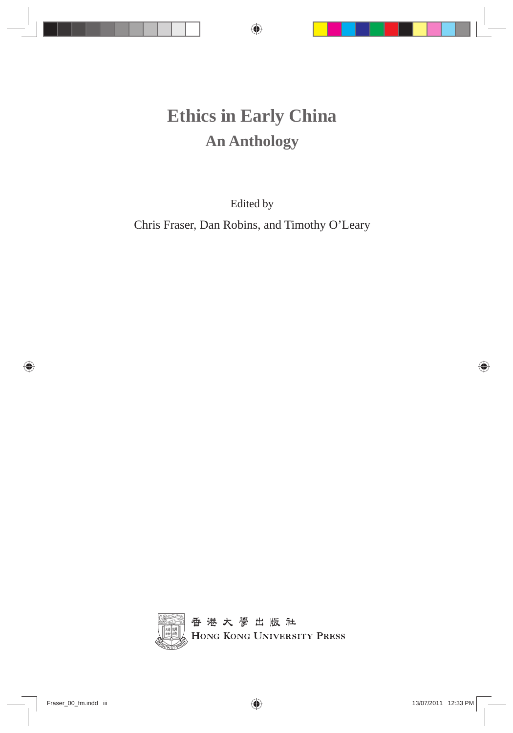# Ethics in Early China

## An Anthology

Edited by

Chris Fraser, Dan Robins, and Timothy O'Leary

香港大學出版社
HONG KONG UNIVERSITY PRESS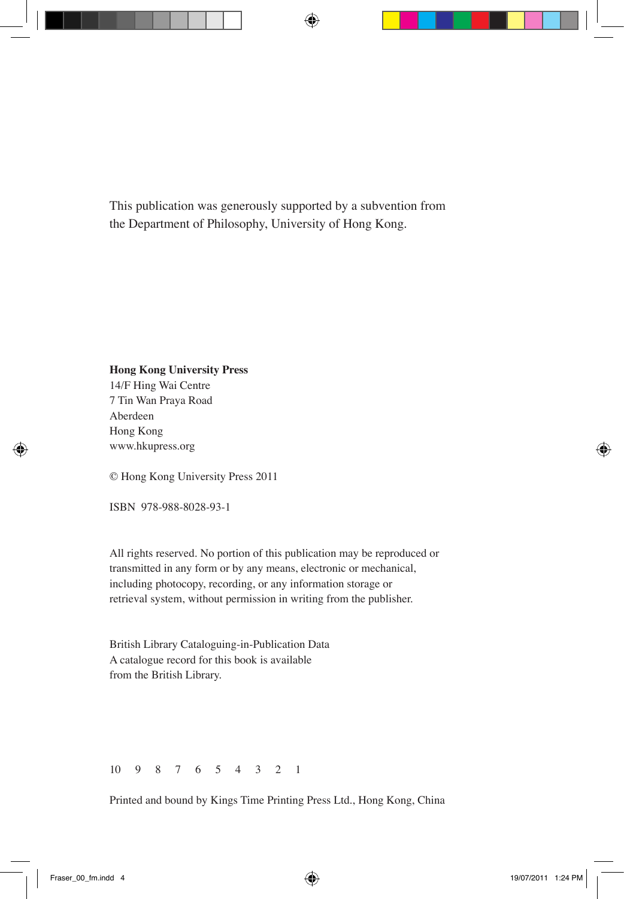This publication was generously supported by a subvention from the Department of Philosophy, University of Hong Kong.

**Hong Kong University Press**
14/F Hing Wai Centre
7 Tin Wan Praya Road
Aberdeen
Hong Kong
www.hkupress.org

© Hong Kong University Press 2011

ISBN 978-988-8028-93-1

All rights reserved. No portion of this publication may be reproduced or transmitted in any form or by any means, electronic or mechanical, including photocopy, recording, or any information storage or retrieval system, without permission in writing from the publisher.

British Library Cataloguing-in-Publication Data
A catalogue record for this book is available from the British Library.

10 9 8 7 6 5 4 3 2 1

Printed and bound by Kings Time Printing Press Ltd., Hong Kong, China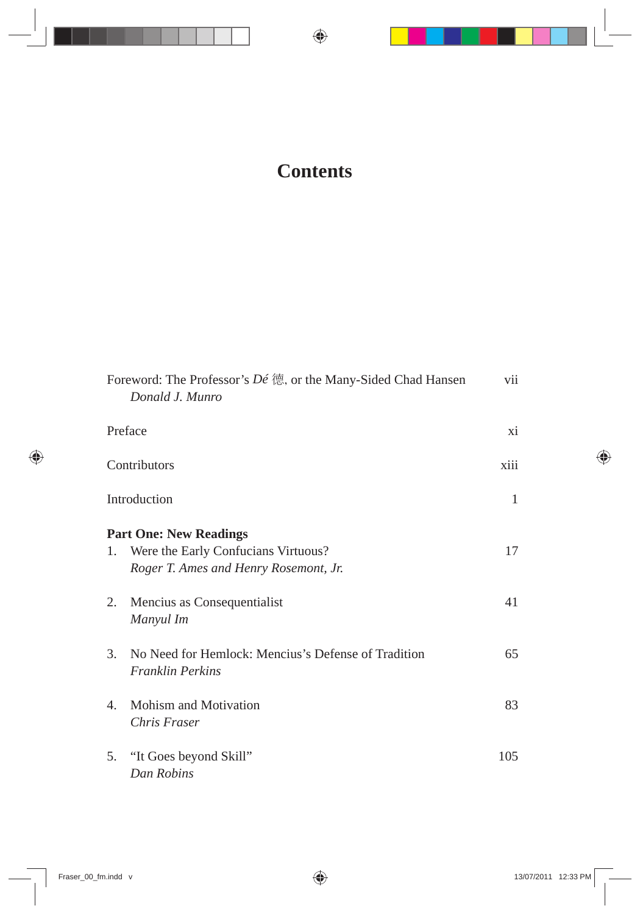# Contents

Foreword: The Professor's *Dé* 德, or the Many-Sided Chad Hansen vii
*Donald J. Munro*

Preface xi

Contributors xiii

Introduction 1

**Part One: New Readings**

1. Were the Early Confucians Virtuous? 17
   *Roger T. Ames and Henry Rosemont, Jr.*

2. Mencius as Consequentialist 41
   *Manyul Im*

3. No Need for Hemlock: Mencius's Defense of Tradition 65
   *Franklin Perkins*

4. Mohism and Motivation 83
   *Chris Fraser*

5. "It Goes beyond Skill" 105
   *Dan Robins*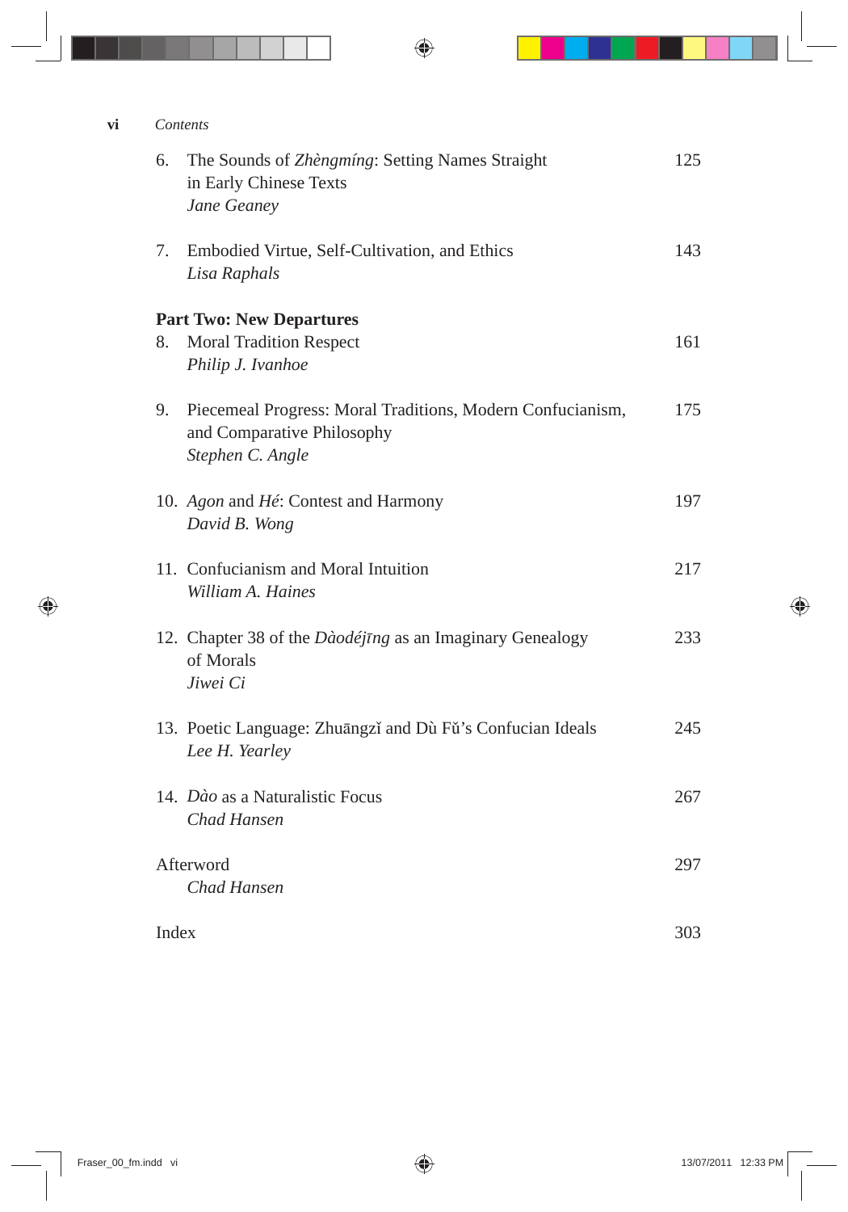6. The Sounds of *Zhèngmíng*: Setting Names Straight in Early Chinese Texts — 125
   *Jane Geaney*

7. Embodied Virtue, Self-Cultivation, and Ethics — 143
   *Lisa Raphals*

**Part Two: New Departures**

8. Moral Tradition Respect — 161
   *Philip J. Ivanhoe*

9. Piecemeal Progress: Moral Traditions, Modern Confucianism, and Comparative Philosophy — 175
   *Stephen C. Angle*

10. *Agon* and *Hé*: Contest and Harmony — 197
    *David B. Wong*

11. Confucianism and Moral Intuition — 217
    *William A. Haines*

12. Chapter 38 of the *Dàodéjīng* as an Imaginary Genealogy of Morals — 233
    *Jiwei Ci*

13. Poetic Language: Zhuāngzǐ and Dù Fǔ's Confucian Ideals — 245
    *Lee H. Yearley*

14. *Dào* as a Naturalistic Focus — 267
    *Chad Hansen*

Afterword — 297
*Chad Hansen*

Index — 303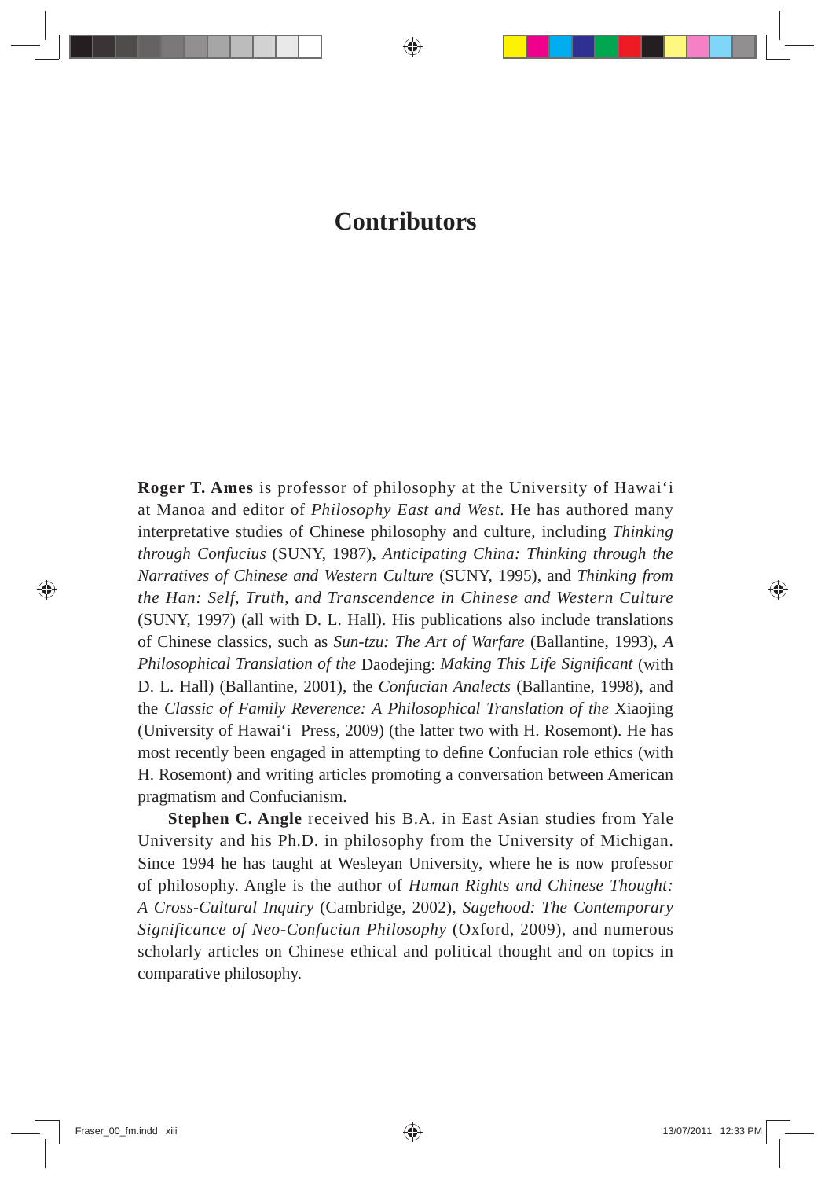# Contributors

**Roger T. Ames** is professor of philosophy at the University of Hawai'i at Manoa and editor of *Philosophy East and West*. He has authored many interpretative studies of Chinese philosophy and culture, including *Thinking through Confucius* (SUNY, 1987), *Anticipating China: Thinking through the Narratives of Chinese and Western Culture* (SUNY, 1995), and *Thinking from the Han: Self, Truth, and Transcendence in Chinese and Western Culture* (SUNY, 1997) (all with D. L. Hall). His publications also include translations of Chinese classics, such as *Sun-tzu: The Art of Warfare* (Ballantine, 1993), *A Philosophical Translation of the* Daodejing: *Making This Life Significant* (with D. L. Hall) (Ballantine, 2001), the *Confucian Analects* (Ballantine, 1998), and the *Classic of Family Reverence: A Philosophical Translation of the* Xiaojing (University of Hawai'i Press, 2009) (the latter two with H. Rosemont). He has most recently been engaged in attempting to define Confucian role ethics (with H. Rosemont) and writing articles promoting a conversation between American pragmatism and Confucianism.

**Stephen C. Angle** received his B.A. in East Asian studies from Yale University and his Ph.D. in philosophy from the University of Michigan. Since 1994 he has taught at Wesleyan University, where he is now professor of philosophy. Angle is the author of *Human Rights and Chinese Thought: A Cross-Cultural Inquiry* (Cambridge, 2002), *Sagehood: The Contemporary Significance of Neo-Confucian Philosophy* (Oxford, 2009), and numerous scholarly articles on Chinese ethical and political thought and on topics in comparative philosophy.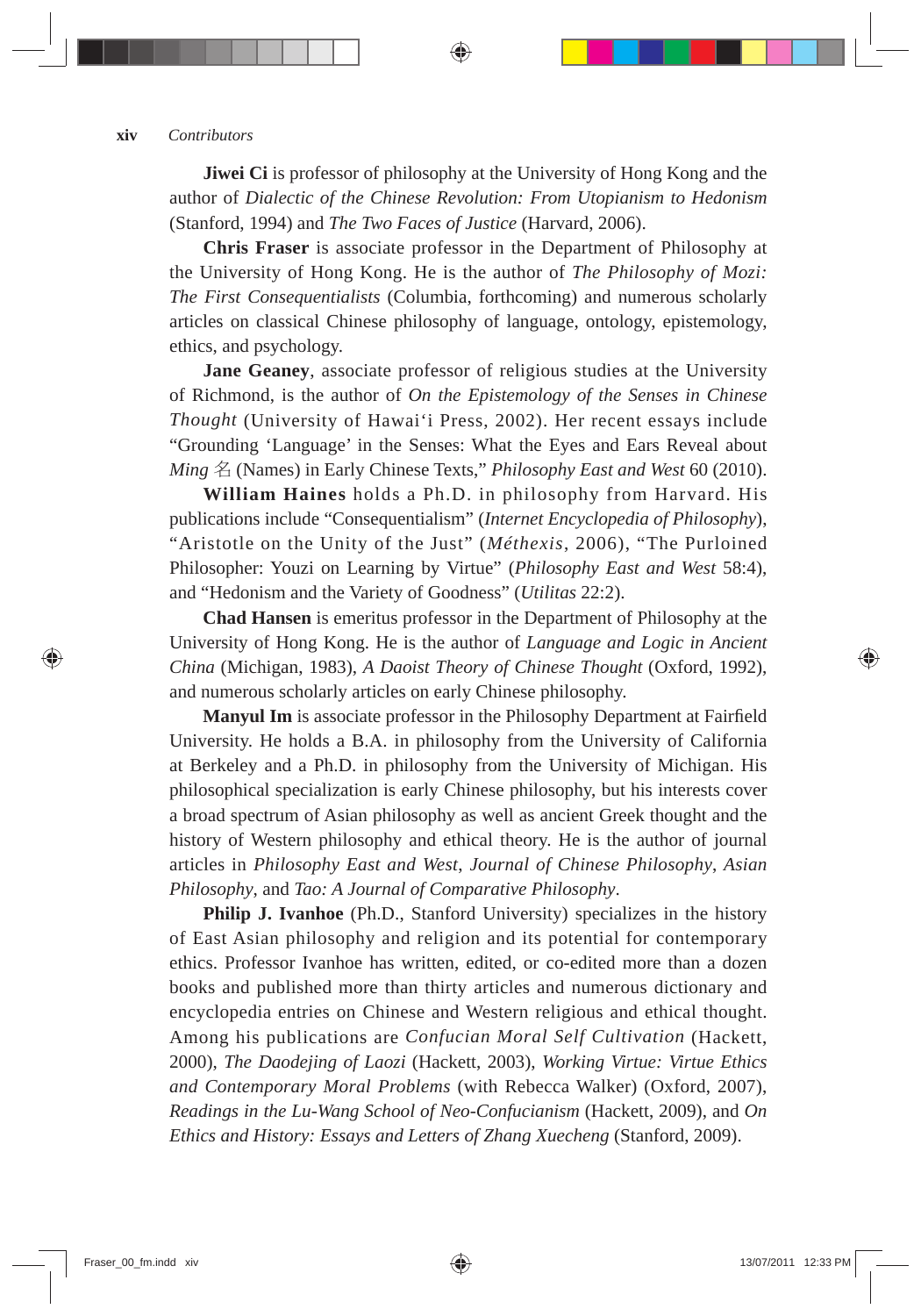**Jiwei Ci** is professor of philosophy at the University of Hong Kong and the author of *Dialectic of the Chinese Revolution: From Utopianism to Hedonism* (Stanford, 1994) and *The Two Faces of Justice* (Harvard, 2006).

**Chris Fraser** is associate professor in the Department of Philosophy at the University of Hong Kong. He is the author of *The Philosophy of Mozi: The First Consequentialists* (Columbia, forthcoming) and numerous scholarly articles on classical Chinese philosophy of language, ontology, epistemology, ethics, and psychology.

**Jane Geaney**, associate professor of religious studies at the University of Richmond, is the author of *On the Epistemology of the Senses in Chinese Thought* (University of Hawai'i Press, 2002). Her recent essays include "Grounding 'Language' in the Senses: What the Eyes and Ears Reveal about *Ming* 名 (Names) in Early Chinese Texts," *Philosophy East and West* 60 (2010).

**William Haines** holds a Ph.D. in philosophy from Harvard. His publications include "Consequentialism" (*Internet Encyclopedia of Philosophy*), "Aristotle on the Unity of the Just" (*Méthexis*, 2006), "The Purloined Philosopher: Youzi on Learning by Virtue" (*Philosophy East and West* 58:4), and "Hedonism and the Variety of Goodness" (*Utilitas* 22:2).

**Chad Hansen** is emeritus professor in the Department of Philosophy at the University of Hong Kong. He is the author of *Language and Logic in Ancient China* (Michigan, 1983), *A Daoist Theory of Chinese Thought* (Oxford, 1992), and numerous scholarly articles on early Chinese philosophy.

**Manyul Im** is associate professor in the Philosophy Department at Fairfield University. He holds a B.A. in philosophy from the University of California at Berkeley and a Ph.D. in philosophy from the University of Michigan. His philosophical specialization is early Chinese philosophy, but his interests cover a broad spectrum of Asian philosophy as well as ancient Greek thought and the history of Western philosophy and ethical theory. He is the author of journal articles in *Philosophy East and West*, *Journal of Chinese Philosophy*, *Asian Philosophy*, and *Tao: A Journal of Comparative Philosophy*.

**Philip J. Ivanhoe** (Ph.D., Stanford University) specializes in the history of East Asian philosophy and religion and its potential for contemporary ethics. Professor Ivanhoe has written, edited, or co-edited more than a dozen books and published more than thirty articles and numerous dictionary and encyclopedia entries on Chinese and Western religious and ethical thought. Among his publications are *Confucian Moral Self Cultivation* (Hackett, 2000), *The Daodejing of Laozi* (Hackett, 2003), *Working Virtue: Virtue Ethics and Contemporary Moral Problems* (with Rebecca Walker) (Oxford, 2007), *Readings in the Lu-Wang School of Neo-Confucianism* (Hackett, 2009), and *On Ethics and History: Essays and Letters of Zhang Xuecheng* (Stanford, 2009).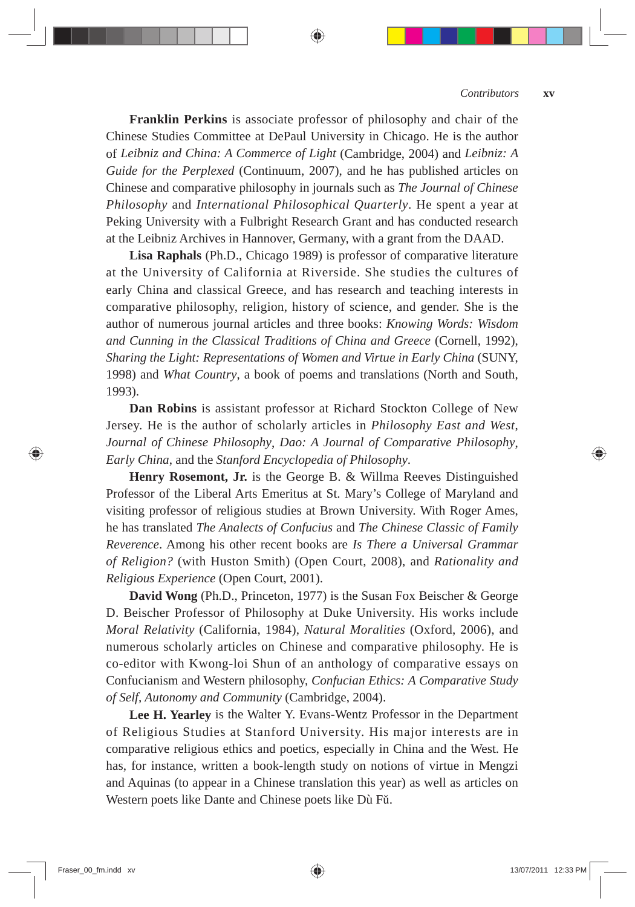**Franklin Perkins** is associate professor of philosophy and chair of the Chinese Studies Committee at DePaul University in Chicago. He is the author of *Leibniz and China: A Commerce of Light* (Cambridge, 2004) and *Leibniz: A Guide for the Perplexed* (Continuum, 2007), and he has published articles on Chinese and comparative philosophy in journals such as *The Journal of Chinese Philosophy* and *International Philosophical Quarterly*. He spent a year at Peking University with a Fulbright Research Grant and has conducted research at the Leibniz Archives in Hannover, Germany, with a grant from the DAAD.

**Lisa Raphals** (Ph.D., Chicago 1989) is professor of comparative literature at the University of California at Riverside. She studies the cultures of early China and classical Greece, and has research and teaching interests in comparative philosophy, religion, history of science, and gender. She is the author of numerous journal articles and three books: *Knowing Words: Wisdom and Cunning in the Classical Traditions of China and Greece* (Cornell, 1992), *Sharing the Light: Representations of Women and Virtue in Early China* (SUNY, 1998) and *What Country*, a book of poems and translations (North and South, 1993).

**Dan Robins** is assistant professor at Richard Stockton College of New Jersey. He is the author of scholarly articles in *Philosophy East and West*, *Journal of Chinese Philosophy*, *Dao: A Journal of Comparative Philosophy*, *Early China*, and the *Stanford Encyclopedia of Philosophy*.

**Henry Rosemont, Jr.** is the George B. & Willma Reeves Distinguished Professor of the Liberal Arts Emeritus at St. Mary's College of Maryland and visiting professor of religious studies at Brown University. With Roger Ames, he has translated *The Analects of Confucius* and *The Chinese Classic of Family Reverence*. Among his other recent books are *Is There a Universal Grammar of Religion?* (with Huston Smith) (Open Court, 2008), and *Rationality and Religious Experience* (Open Court, 2001).

**David Wong** (Ph.D., Princeton, 1977) is the Susan Fox Beischer & George D. Beischer Professor of Philosophy at Duke University. His works include *Moral Relativity* (California, 1984), *Natural Moralities* (Oxford, 2006), and numerous scholarly articles on Chinese and comparative philosophy. He is co-editor with Kwong-loi Shun of an anthology of comparative essays on Confucianism and Western philosophy, *Confucian Ethics: A Comparative Study of Self, Autonomy and Community* (Cambridge, 2004).

**Lee H. Yearley** is the Walter Y. Evans-Wentz Professor in the Department of Religious Studies at Stanford University. His major interests are in comparative religious ethics and poetics, especially in China and the West. He has, for instance, written a book-length study on notions of virtue in Mengzi and Aquinas (to appear in a Chinese translation this year) as well as articles on Western poets like Dante and Chinese poets like Dù Fǔ.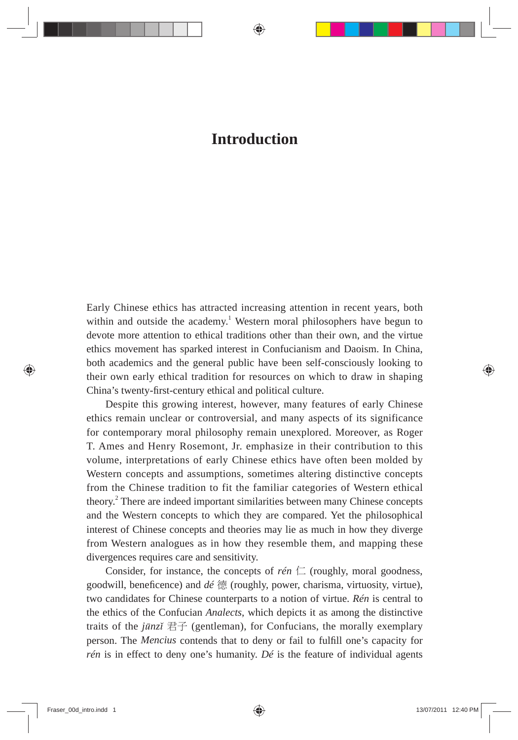# Introduction

Early Chinese ethics has attracted increasing attention in recent years, both within and outside the academy.[1] Western moral philosophers have begun to devote more attention to ethical traditions other than their own, and the virtue ethics movement has sparked interest in Confucianism and Daoism. In China, both academics and the general public have been self-consciously looking to their own early ethical tradition for resources on which to draw in shaping China's twenty-first-century ethical and political culture.

Despite this growing interest, however, many features of early Chinese ethics remain unclear or controversial, and many aspects of its significance for contemporary moral philosophy remain unexplored. Moreover, as Roger T. Ames and Henry Rosemont, Jr. emphasize in their contribution to this volume, interpretations of early Chinese ethics have often been molded by Western concepts and assumptions, sometimes altering distinctive concepts from the Chinese tradition to fit the familiar categories of Western ethical theory.[2] There are indeed important similarities between many Chinese concepts and the Western concepts to which they are compared. Yet the philosophical interest of Chinese concepts and theories may lie as much in how they diverge from Western analogues as in how they resemble them, and mapping these divergences requires care and sensitivity.

Consider, for instance, the concepts of *rén* 仁 (roughly, moral goodness, goodwill, beneficence) and *dé* 德 (roughly, power, charisma, virtuosity, virtue), two candidates for Chinese counterparts to a notion of virtue. *Rén* is central to the ethics of the Confucian *Analects*, which depicts it as among the distinctive traits of the *jūnzǐ* 君子 (gentleman), for Confucians, the morally exemplary person. The *Mencius* contends that to deny or fail to fulfill one's capacity for *rén* is in effect to deny one's humanity. *Dé* is the feature of individual agents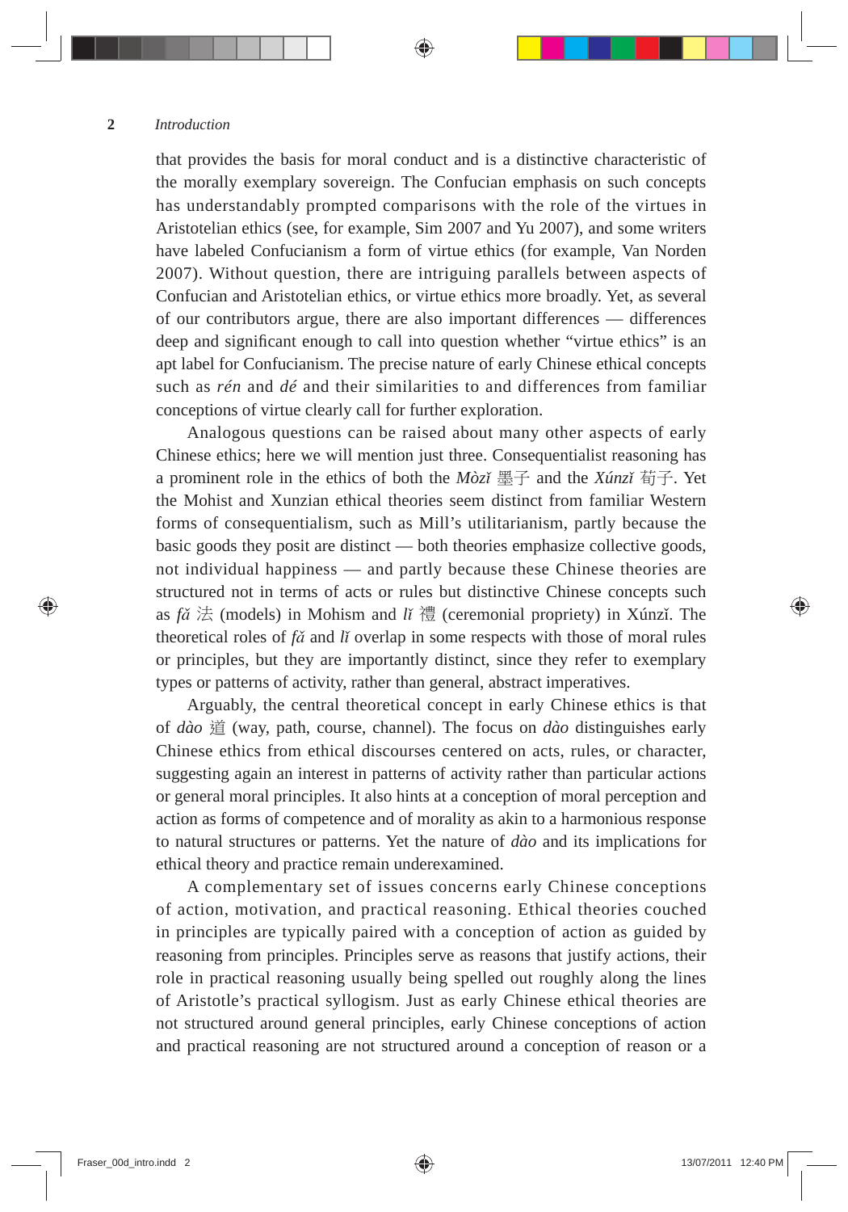that provides the basis for moral conduct and is a distinctive characteristic of the morally exemplary sovereign. The Confucian emphasis on such concepts has understandably prompted comparisons with the role of the virtues in Aristotelian ethics (see, for example, Sim 2007 and Yu 2007), and some writers have labeled Confucianism a form of virtue ethics (for example, Van Norden 2007). Without question, there are intriguing parallels between aspects of Confucian and Aristotelian ethics, or virtue ethics more broadly. Yet, as several of our contributors argue, there are also important differences — differences deep and significant enough to call into question whether "virtue ethics" is an apt label for Confucianism. The precise nature of early Chinese ethical concepts such as *rén* and *dé* and their similarities to and differences from familiar conceptions of virtue clearly call for further exploration.

Analogous questions can be raised about many other aspects of early Chinese ethics; here we will mention just three. Consequentialist reasoning has a prominent role in the ethics of both the *Mòzǐ* 墨子 and the *Xúnzǐ* 荀子. Yet the Mohist and Xunzian ethical theories seem distinct from familiar Western forms of consequentialism, such as Mill's utilitarianism, partly because the basic goods they posit are distinct — both theories emphasize collective goods, not individual happiness — and partly because these Chinese theories are structured not in terms of acts or rules but distinctive Chinese concepts such as *fǎ* 法 (models) in Mohism and *lǐ* 禮 (ceremonial propriety) in Xúnzǐ. The theoretical roles of *fǎ* and *lǐ* overlap in some respects with those of moral rules or principles, but they are importantly distinct, since they refer to exemplary types or patterns of activity, rather than general, abstract imperatives.

Arguably, the central theoretical concept in early Chinese ethics is that of *dào* 道 (way, path, course, channel). The focus on *dào* distinguishes early Chinese ethics from ethical discourses centered on acts, rules, or character, suggesting again an interest in patterns of activity rather than particular actions or general moral principles. It also hints at a conception of moral perception and action as forms of competence and of morality as akin to a harmonious response to natural structures or patterns. Yet the nature of *dào* and its implications for ethical theory and practice remain underexamined.

A complementary set of issues concerns early Chinese conceptions of action, motivation, and practical reasoning. Ethical theories couched in principles are typically paired with a conception of action as guided by reasoning from principles. Principles serve as reasons that justify actions, their role in practical reasoning usually being spelled out roughly along the lines of Aristotle's practical syllogism. Just as early Chinese ethical theories are not structured around general principles, early Chinese conceptions of action and practical reasoning are not structured around a conception of reason or a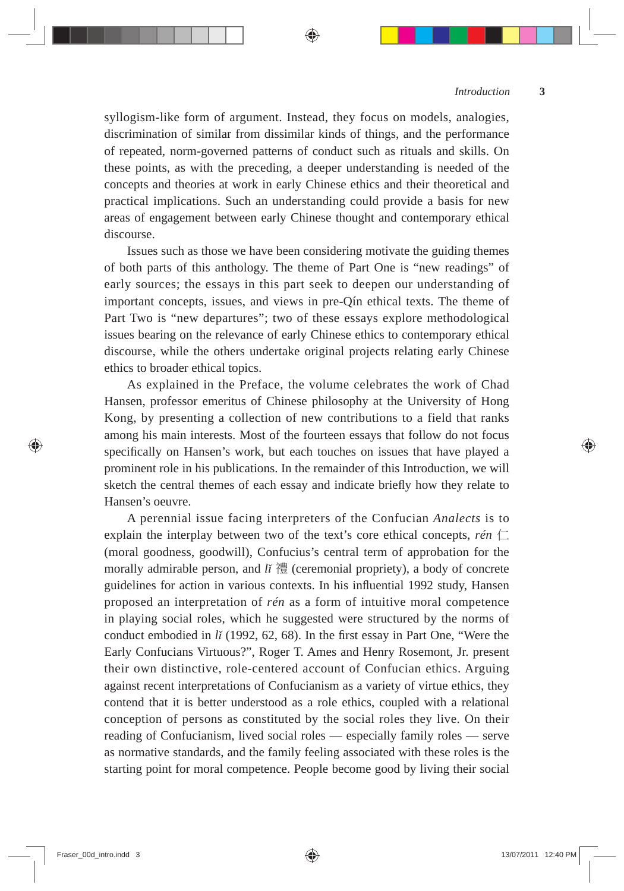syllogism-like form of argument. Instead, they focus on models, analogies, discrimination of similar from dissimilar kinds of things, and the performance of repeated, norm-governed patterns of conduct such as rituals and skills. On these points, as with the preceding, a deeper understanding is needed of the concepts and theories at work in early Chinese ethics and their theoretical and practical implications. Such an understanding could provide a basis for new areas of engagement between early Chinese thought and contemporary ethical discourse.

Issues such as those we have been considering motivate the guiding themes of both parts of this anthology. The theme of Part One is "new readings" of early sources; the essays in this part seek to deepen our understanding of important concepts, issues, and views in pre-Qín ethical texts. The theme of Part Two is "new departures"; two of these essays explore methodological issues bearing on the relevance of early Chinese ethics to contemporary ethical discourse, while the others undertake original projects relating early Chinese ethics to broader ethical topics.

As explained in the Preface, the volume celebrates the work of Chad Hansen, professor emeritus of Chinese philosophy at the University of Hong Kong, by presenting a collection of new contributions to a field that ranks among his main interests. Most of the fourteen essays that follow do not focus specifically on Hansen's work, but each touches on issues that have played a prominent role in his publications. In the remainder of this Introduction, we will sketch the central themes of each essay and indicate briefly how they relate to Hansen's oeuvre.

A perennial issue facing interpreters of the Confucian *Analects* is to explain the interplay between two of the text's core ethical concepts, *rén* 仁 (moral goodness, goodwill), Confucius's central term of approbation for the morally admirable person, and *lǐ* 禮 (ceremonial propriety), a body of concrete guidelines for action in various contexts. In his influential 1992 study, Hansen proposed an interpretation of *rén* as a form of intuitive moral competence in playing social roles, which he suggested were structured by the norms of conduct embodied in *lǐ* (1992, 62, 68). In the first essay in Part One, "Were the Early Confucians Virtuous?", Roger T. Ames and Henry Rosemont, Jr. present their own distinctive, role-centered account of Confucian ethics. Arguing against recent interpretations of Confucianism as a variety of virtue ethics, they contend that it is better understood as a role ethics, coupled with a relational conception of persons as constituted by the social roles they live. On their reading of Confucianism, lived social roles — especially family roles — serve as normative standards, and the family feeling associated with these roles is the starting point for moral competence. People become good by living their social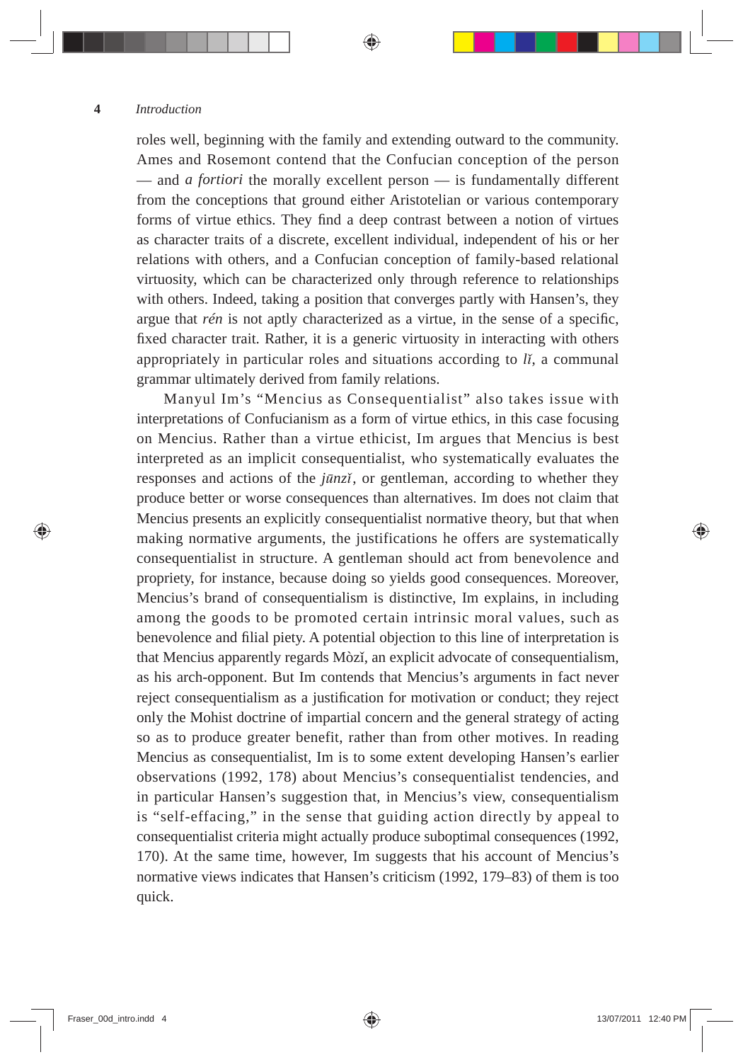roles well, beginning with the family and extending outward to the community. Ames and Rosemont contend that the Confucian conception of the person — and *a fortiori* the morally excellent person — is fundamentally different from the conceptions that ground either Aristotelian or various contemporary forms of virtue ethics. They find a deep contrast between a notion of virtues as character traits of a discrete, excellent individual, independent of his or her relations with others, and a Confucian conception of family-based relational virtuosity, which can be characterized only through reference to relationships with others. Indeed, taking a position that converges partly with Hansen's, they argue that *rén* is not aptly characterized as a virtue, in the sense of a specific, fixed character trait. Rather, it is a generic virtuosity in interacting with others appropriately in particular roles and situations according to *lǐ*, a communal grammar ultimately derived from family relations.

Manyul Im's "Mencius as Consequentialist" also takes issue with interpretations of Confucianism as a form of virtue ethics, in this case focusing on Mencius. Rather than a virtue ethicist, Im argues that Mencius is best interpreted as an implicit consequentialist, who systematically evaluates the responses and actions of the *jūnzǐ*, or gentleman, according to whether they produce better or worse consequences than alternatives. Im does not claim that Mencius presents an explicitly consequentialist normative theory, but that when making normative arguments, the justifications he offers are systematically consequentialist in structure. A gentleman should act from benevolence and propriety, for instance, because doing so yields good consequences. Moreover, Mencius's brand of consequentialism is distinctive, Im explains, in including among the goods to be promoted certain intrinsic moral values, such as benevolence and filial piety. A potential objection to this line of interpretation is that Mencius apparently regards Mòzǐ, an explicit advocate of consequentialism, as his arch-opponent. But Im contends that Mencius's arguments in fact never reject consequentialism as a justification for motivation or conduct; they reject only the Mohist doctrine of impartial concern and the general strategy of acting so as to produce greater benefit, rather than from other motives. In reading Mencius as consequentialist, Im is to some extent developing Hansen's earlier observations (1992, 178) about Mencius's consequentialist tendencies, and in particular Hansen's suggestion that, in Mencius's view, consequentialism is "self-effacing," in the sense that guiding action directly by appeal to consequentialist criteria might actually produce suboptimal consequences (1992, 170). At the same time, however, Im suggests that his account of Mencius's normative views indicates that Hansen's criticism (1992, 179–83) of them is too quick.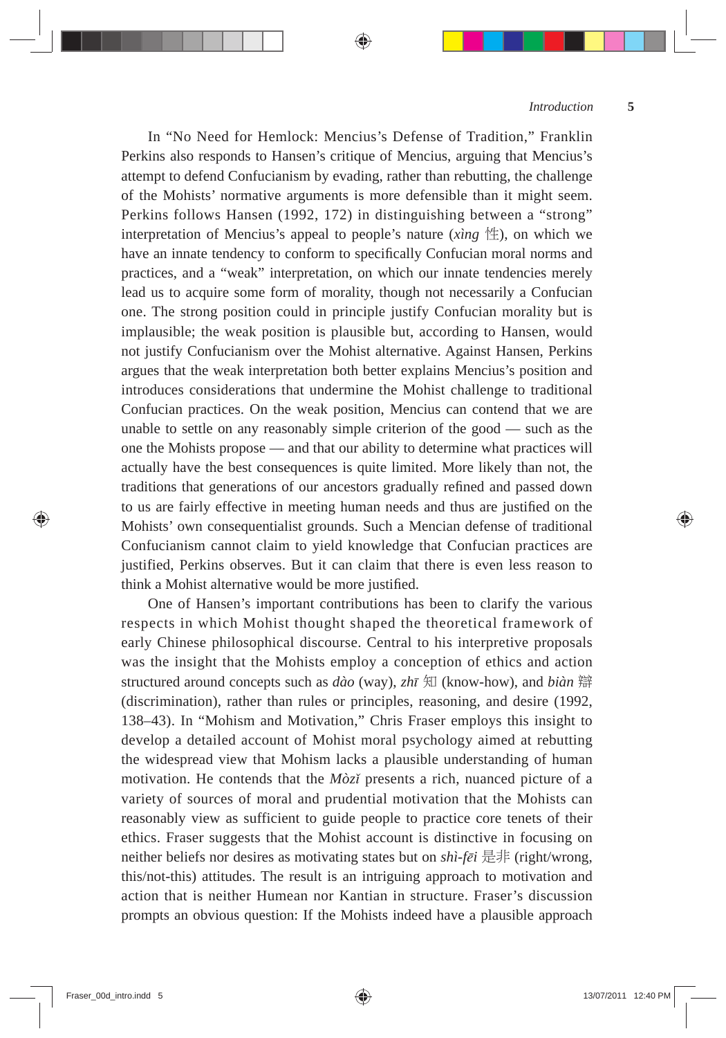In "No Need for Hemlock: Mencius's Defense of Tradition," Franklin Perkins also responds to Hansen's critique of Mencius, arguing that Mencius's attempt to defend Confucianism by evading, rather than rebutting, the challenge of the Mohists' normative arguments is more defensible than it might seem. Perkins follows Hansen (1992, 172) in distinguishing between a "strong" interpretation of Mencius's appeal to people's nature (*xìng* 性), on which we have an innate tendency to conform to specifically Confucian moral norms and practices, and a "weak" interpretation, on which our innate tendencies merely lead us to acquire some form of morality, though not necessarily a Confucian one. The strong position could in principle justify Confucian morality but is implausible; the weak position is plausible but, according to Hansen, would not justify Confucianism over the Mohist alternative. Against Hansen, Perkins argues that the weak interpretation both better explains Mencius's position and introduces considerations that undermine the Mohist challenge to traditional Confucian practices. On the weak position, Mencius can contend that we are unable to settle on any reasonably simple criterion of the good — such as the one the Mohists propose — and that our ability to determine what practices will actually have the best consequences is quite limited. More likely than not, the traditions that generations of our ancestors gradually refined and passed down to us are fairly effective in meeting human needs and thus are justified on the Mohists' own consequentialist grounds. Such a Mencian defense of traditional Confucianism cannot claim to yield knowledge that Confucian practices are justified, Perkins observes. But it can claim that there is even less reason to think a Mohist alternative would be more justified.

One of Hansen's important contributions has been to clarify the various respects in which Mohist thought shaped the theoretical framework of early Chinese philosophical discourse. Central to his interpretive proposals was the insight that the Mohists employ a conception of ethics and action structured around concepts such as *dào* (way), *zhī* 知 (know-how), and *biàn* 辯 (discrimination), rather than rules or principles, reasoning, and desire (1992, 138–43). In "Mohism and Motivation," Chris Fraser employs this insight to develop a detailed account of Mohist moral psychology aimed at rebutting the widespread view that Mohism lacks a plausible understanding of human motivation. He contends that the *Mòzǐ* presents a rich, nuanced picture of a variety of sources of moral and prudential motivation that the Mohists can reasonably view as sufficient to guide people to practice core tenets of their ethics. Fraser suggests that the Mohist account is distinctive in focusing on neither beliefs nor desires as motivating states but on *shì-fēi* 是非 (right/wrong, this/not-this) attitudes. The result is an intriguing approach to motivation and action that is neither Humean nor Kantian in structure. Fraser's discussion prompts an obvious question: If the Mohists indeed have a plausible approach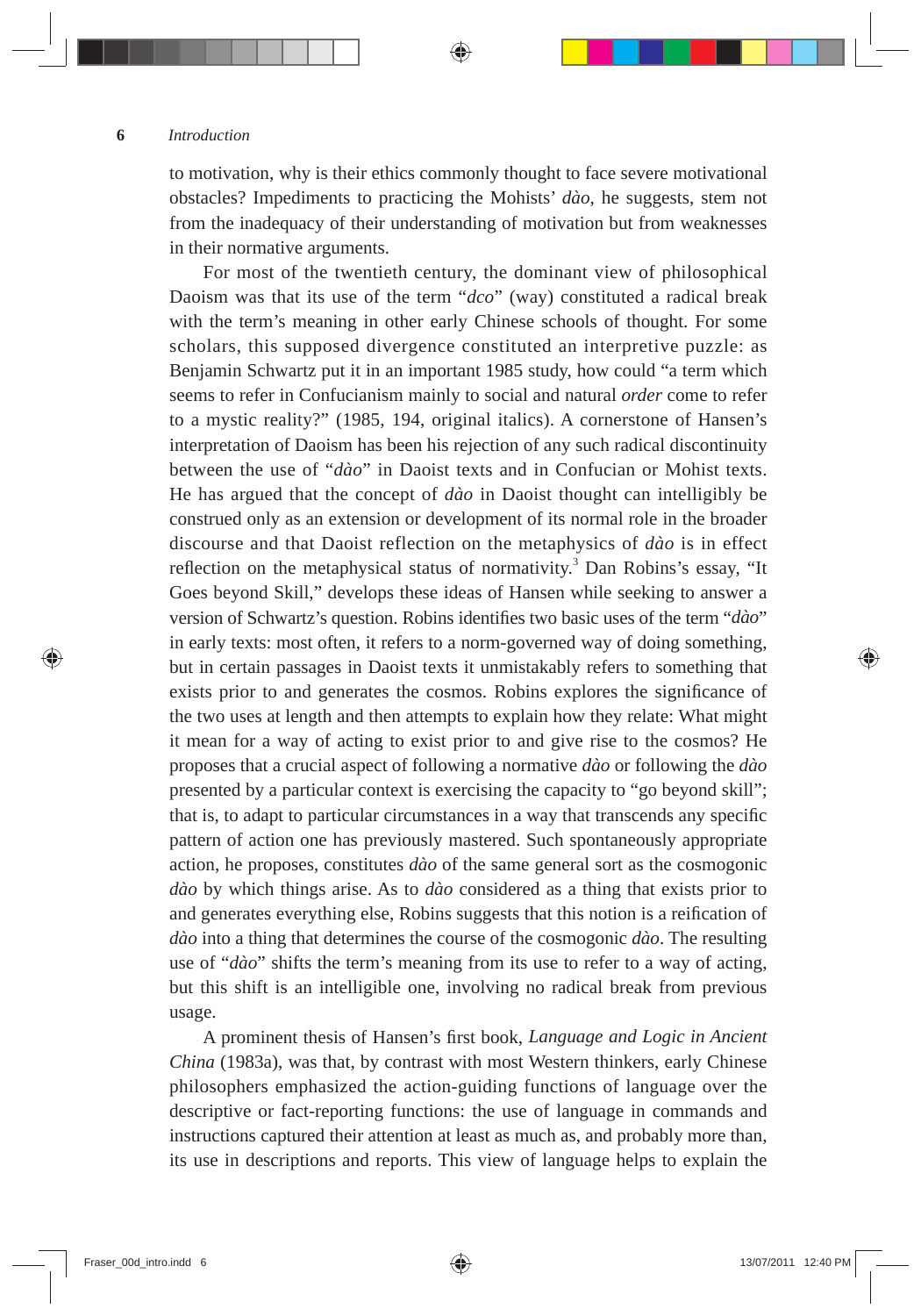to motivation, why is their ethics commonly thought to face severe motivational obstacles? Impediments to practicing the Mohists' *dào*, he suggests, stem not from the inadequacy of their understanding of motivation but from weaknesses in their normative arguments.

For most of the twentieth century, the dominant view of philosophical Daoism was that its use of the term "*dco*" (way) constituted a radical break with the term's meaning in other early Chinese schools of thought. For some scholars, this supposed divergence constituted an interpretive puzzle: as Benjamin Schwartz put it in an important 1985 study, how could "a term which seems to refer in Confucianism mainly to social and natural *order* come to refer to a mystic reality?" (1985, 194, original italics). A cornerstone of Hansen's interpretation of Daoism has been his rejection of any such radical discontinuity between the use of "*dào*" in Daoist texts and in Confucian or Mohist texts. He has argued that the concept of *dào* in Daoist thought can intelligibly be construed only as an extension or development of its normal role in the broader discourse and that Daoist reflection on the metaphysics of *dào* is in effect reflection on the metaphysical status of normativity.[3] Dan Robins's essay, "It Goes beyond Skill," develops these ideas of Hansen while seeking to answer a version of Schwartz's question. Robins identifies two basic uses of the term "*dào*" in early texts: most often, it refers to a norm-governed way of doing something, but in certain passages in Daoist texts it unmistakably refers to something that exists prior to and generates the cosmos. Robins explores the significance of the two uses at length and then attempts to explain how they relate: What might it mean for a way of acting to exist prior to and give rise to the cosmos? He proposes that a crucial aspect of following a normative *dào* or following the *dào* presented by a particular context is exercising the capacity to "go beyond skill"; that is, to adapt to particular circumstances in a way that transcends any specific pattern of action one has previously mastered. Such spontaneously appropriate action, he proposes, constitutes *dào* of the same general sort as the cosmogonic *dào* by which things arise. As to *dào* considered as a thing that exists prior to and generates everything else, Robins suggests that this notion is a reification of *dào* into a thing that determines the course of the cosmogonic *dào*. The resulting use of "*dào*" shifts the term's meaning from its use to refer to a way of acting, but this shift is an intelligible one, involving no radical break from previous usage.

A prominent thesis of Hansen's first book, *Language and Logic in Ancient China* (1983a), was that, by contrast with most Western thinkers, early Chinese philosophers emphasized the action-guiding functions of language over the descriptive or fact-reporting functions: the use of language in commands and instructions captured their attention at least as much as, and probably more than, its use in descriptions and reports. This view of language helps to explain the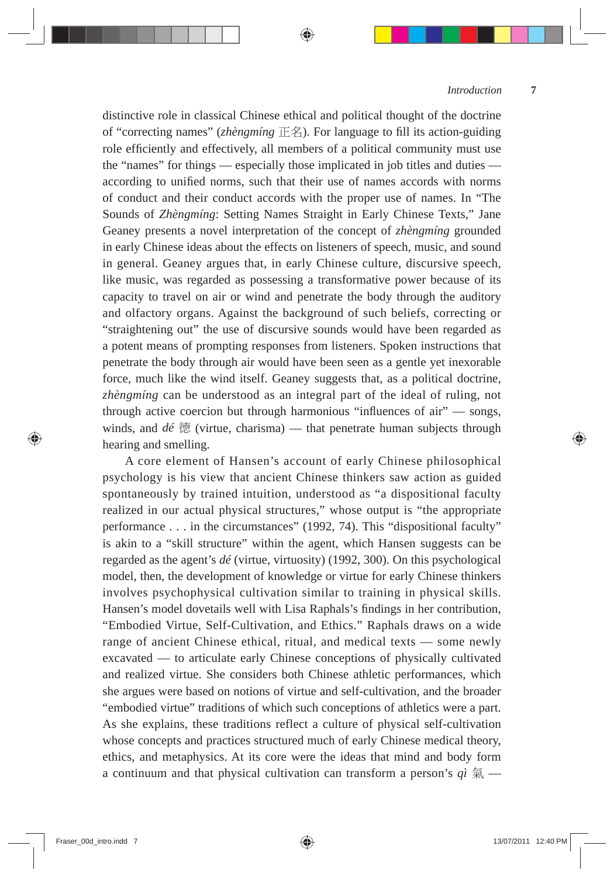distinctive role in classical Chinese ethical and political thought of the doctrine of "correcting names" (*zhèngmíng* 正名). For language to fill its action-guiding role efficiently and effectively, all members of a political community must use the "names" for things — especially those implicated in job titles and duties — according to unified norms, such that their use of names accords with norms of conduct and their conduct accords with the proper use of names. In "The Sounds of *Zhèngmíng*: Setting Names Straight in Early Chinese Texts," Jane Geaney presents a novel interpretation of the concept of *zhèngmíng* grounded in early Chinese ideas about the effects on listeners of speech, music, and sound in general. Geaney argues that, in early Chinese culture, discursive speech, like music, was regarded as possessing a transformative power because of its capacity to travel on air or wind and penetrate the body through the auditory and olfactory organs. Against the background of such beliefs, correcting or "straightening out" the use of discursive sounds would have been regarded as a potent means of prompting responses from listeners. Spoken instructions that penetrate the body through air would have been seen as a gentle yet inexorable force, much like the wind itself. Geaney suggests that, as a political doctrine, *zhèngmíng* can be understood as an integral part of the ideal of ruling, not through active coercion but through harmonious "influences of air" — songs, winds, and *dé* 德 (virtue, charisma) — that penetrate human subjects through hearing and smelling.

A core element of Hansen's account of early Chinese philosophical psychology is his view that ancient Chinese thinkers saw action as guided spontaneously by trained intuition, understood as "a dispositional faculty realized in our actual physical structures," whose output is "the appropriate performance . . . in the circumstances" (1992, 74). This "dispositional faculty" is akin to a "skill structure" within the agent, which Hansen suggests can be regarded as the agent's *dé* (virtue, virtuosity) (1992, 300). On this psychological model, then, the development of knowledge or virtue for early Chinese thinkers involves psychophysical cultivation similar to training in physical skills. Hansen's model dovetails well with Lisa Raphals's findings in her contribution, "Embodied Virtue, Self-Cultivation, and Ethics." Raphals draws on a wide range of ancient Chinese ethical, ritual, and medical texts — some newly excavated — to articulate early Chinese conceptions of physically cultivated and realized virtue. She considers both Chinese athletic performances, which she argues were based on notions of virtue and self-cultivation, and the broader "embodied virtue" traditions of which such conceptions of athletics were a part. As she explains, these traditions reflect a culture of physical self-cultivation whose concepts and practices structured much of early Chinese medical theory, ethics, and metaphysics. At its core were the ideas that mind and body form a continuum and that physical cultivation can transform a person's *qì* 氣 —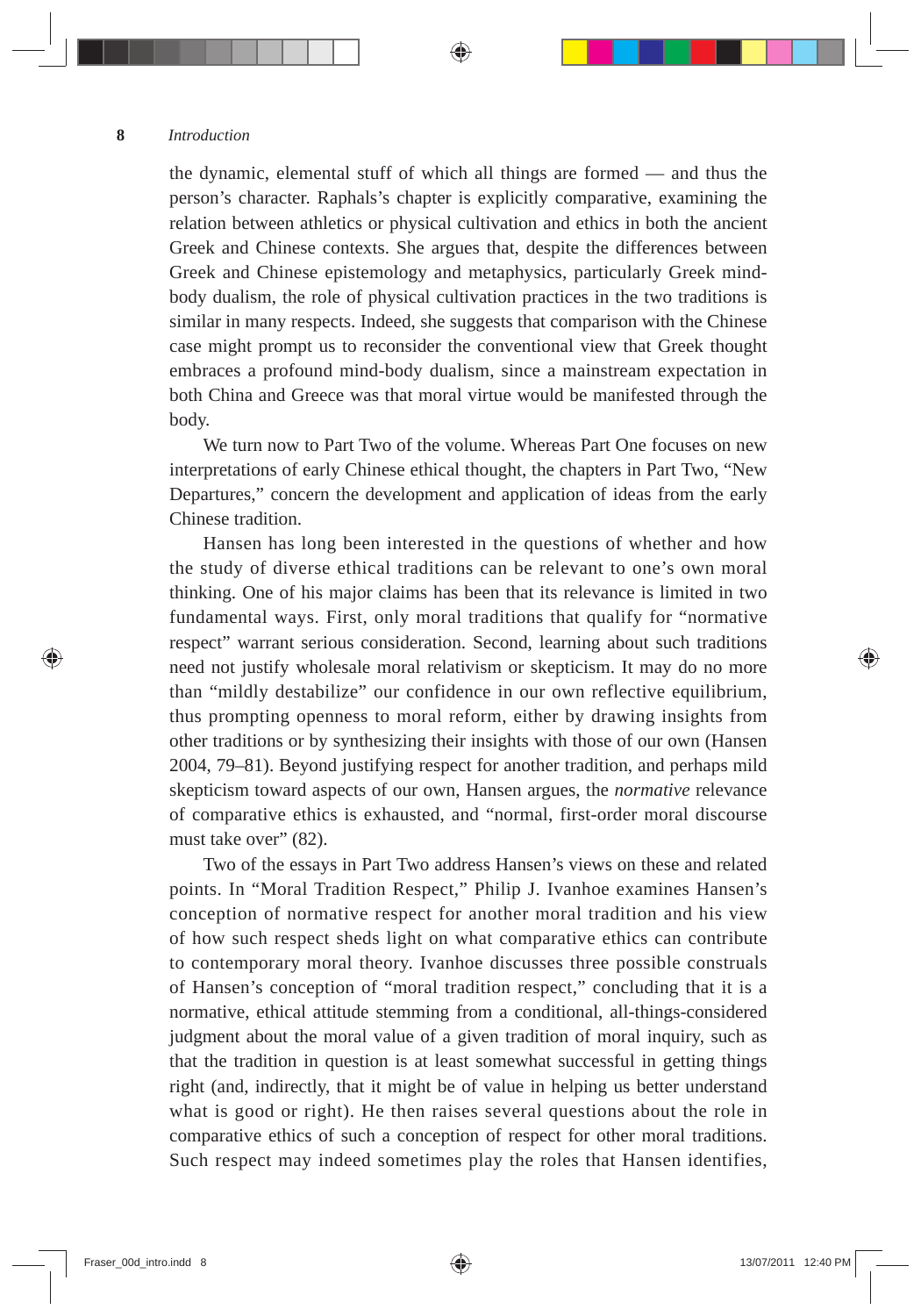the dynamic, elemental stuff of which all things are formed — and thus the person's character. Raphals's chapter is explicitly comparative, examining the relation between athletics or physical cultivation and ethics in both the ancient Greek and Chinese contexts. She argues that, despite the differences between Greek and Chinese epistemology and metaphysics, particularly Greek mind-body dualism, the role of physical cultivation practices in the two traditions is similar in many respects. Indeed, she suggests that comparison with the Chinese case might prompt us to reconsider the conventional view that Greek thought embraces a profound mind-body dualism, since a mainstream expectation in both China and Greece was that moral virtue would be manifested through the body.

We turn now to Part Two of the volume. Whereas Part One focuses on new interpretations of early Chinese ethical thought, the chapters in Part Two, "New Departures," concern the development and application of ideas from the early Chinese tradition.

Hansen has long been interested in the questions of whether and how the study of diverse ethical traditions can be relevant to one's own moral thinking. One of his major claims has been that its relevance is limited in two fundamental ways. First, only moral traditions that qualify for "normative respect" warrant serious consideration. Second, learning about such traditions need not justify wholesale moral relativism or skepticism. It may do no more than "mildly destabilize" our confidence in our own reflective equilibrium, thus prompting openness to moral reform, either by drawing insights from other traditions or by synthesizing their insights with those of our own (Hansen 2004, 79–81). Beyond justifying respect for another tradition, and perhaps mild skepticism toward aspects of our own, Hansen argues, the *normative* relevance of comparative ethics is exhausted, and "normal, first-order moral discourse must take over" (82).

Two of the essays in Part Two address Hansen's views on these and related points. In "Moral Tradition Respect," Philip J. Ivanhoe examines Hansen's conception of normative respect for another moral tradition and his view of how such respect sheds light on what comparative ethics can contribute to contemporary moral theory. Ivanhoe discusses three possible construals of Hansen's conception of "moral tradition respect," concluding that it is a normative, ethical attitude stemming from a conditional, all-things-considered judgment about the moral value of a given tradition of moral inquiry, such as that the tradition in question is at least somewhat successful in getting things right (and, indirectly, that it might be of value in helping us better understand what is good or right). He then raises several questions about the role in comparative ethics of such a conception of respect for other moral traditions. Such respect may indeed sometimes play the roles that Hansen identifies,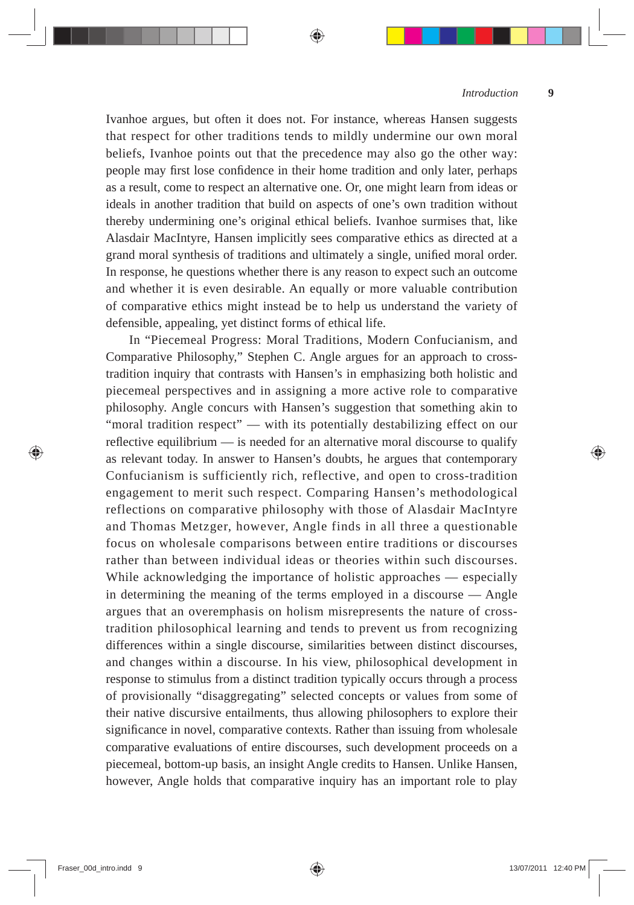Ivanhoe argues, but often it does not. For instance, whereas Hansen suggests that respect for other traditions tends to mildly undermine our own moral beliefs, Ivanhoe points out that the precedence may also go the other way: people may first lose confidence in their home tradition and only later, perhaps as a result, come to respect an alternative one. Or, one might learn from ideas or ideals in another tradition that build on aspects of one's own tradition without thereby undermining one's original ethical beliefs. Ivanhoe surmises that, like Alasdair MacIntyre, Hansen implicitly sees comparative ethics as directed at a grand moral synthesis of traditions and ultimately a single, unified moral order. In response, he questions whether there is any reason to expect such an outcome and whether it is even desirable. An equally or more valuable contribution of comparative ethics might instead be to help us understand the variety of defensible, appealing, yet distinct forms of ethical life.

In "Piecemeal Progress: Moral Traditions, Modern Confucianism, and Comparative Philosophy," Stephen C. Angle argues for an approach to cross-tradition inquiry that contrasts with Hansen's in emphasizing both holistic and piecemeal perspectives and in assigning a more active role to comparative philosophy. Angle concurs with Hansen's suggestion that something akin to "moral tradition respect" — with its potentially destabilizing effect on our reflective equilibrium — is needed for an alternative moral discourse to qualify as relevant today. In answer to Hansen's doubts, he argues that contemporary Confucianism is sufficiently rich, reflective, and open to cross-tradition engagement to merit such respect. Comparing Hansen's methodological reflections on comparative philosophy with those of Alasdair MacIntyre and Thomas Metzger, however, Angle finds in all three a questionable focus on wholesale comparisons between entire traditions or discourses rather than between individual ideas or theories within such discourses. While acknowledging the importance of holistic approaches — especially in determining the meaning of the terms employed in a discourse — Angle argues that an overemphasis on holism misrepresents the nature of cross-tradition philosophical learning and tends to prevent us from recognizing differences within a single discourse, similarities between distinct discourses, and changes within a discourse. In his view, philosophical development in response to stimulus from a distinct tradition typically occurs through a process of provisionally "disaggregating" selected concepts or values from some of their native discursive entailments, thus allowing philosophers to explore their significance in novel, comparative contexts. Rather than issuing from wholesale comparative evaluations of entire discourses, such development proceeds on a piecemeal, bottom-up basis, an insight Angle credits to Hansen. Unlike Hansen, however, Angle holds that comparative inquiry has an important role to play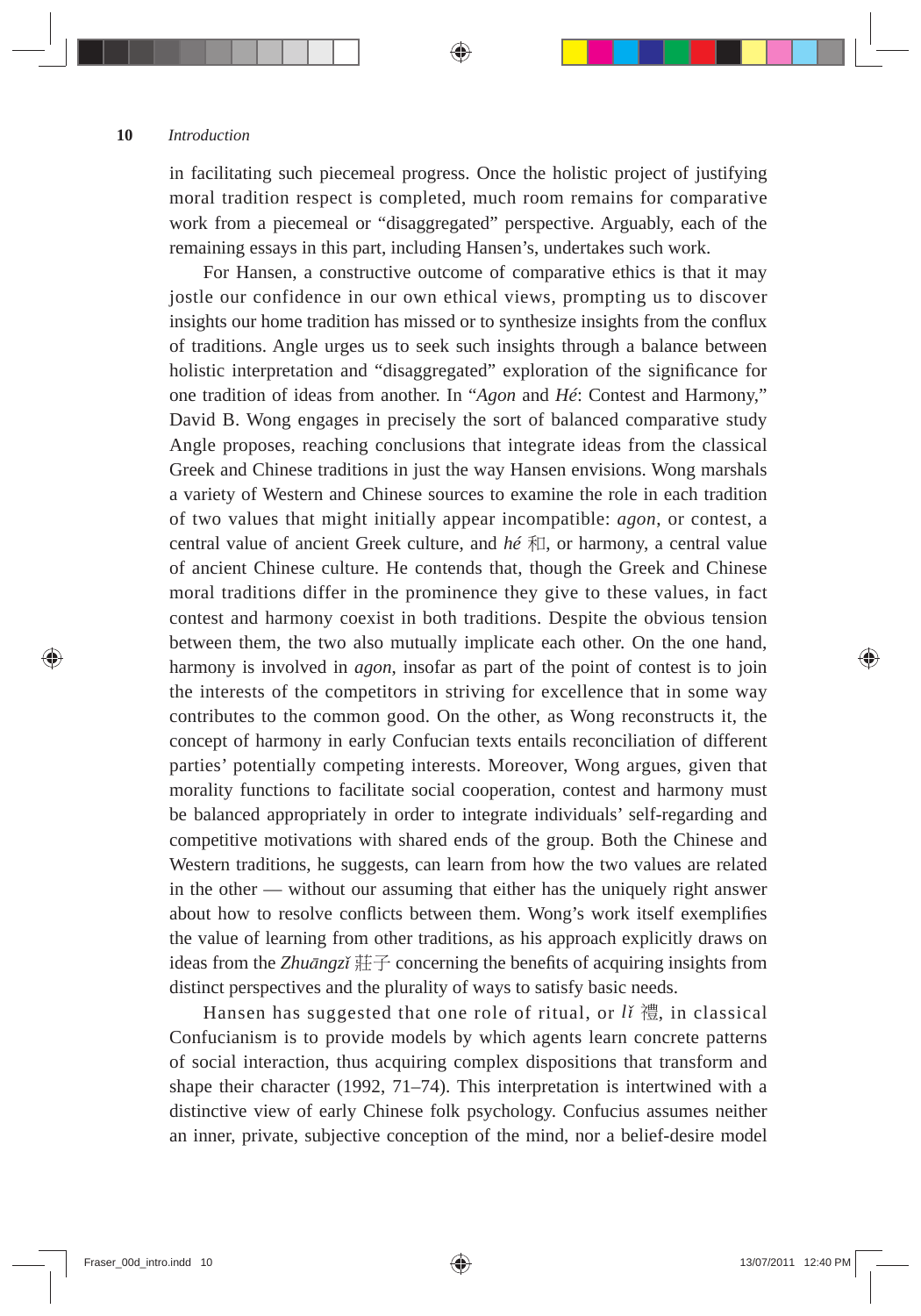in facilitating such piecemeal progress. Once the holistic project of justifying moral tradition respect is completed, much room remains for comparative work from a piecemeal or "disaggregated" perspective. Arguably, each of the remaining essays in this part, including Hansen's, undertakes such work.

For Hansen, a constructive outcome of comparative ethics is that it may jostle our confidence in our own ethical views, prompting us to discover insights our home tradition has missed or to synthesize insights from the conflux of traditions. Angle urges us to seek such insights through a balance between holistic interpretation and "disaggregated" exploration of the significance for one tradition of ideas from another. In "*Agon* and *Hé*: Contest and Harmony," David B. Wong engages in precisely the sort of balanced comparative study Angle proposes, reaching conclusions that integrate ideas from the classical Greek and Chinese traditions in just the way Hansen envisions. Wong marshals a variety of Western and Chinese sources to examine the role in each tradition of two values that might initially appear incompatible: *agon*, or contest, a central value of ancient Greek culture, and *hé* 和, or harmony, a central value of ancient Chinese culture. He contends that, though the Greek and Chinese moral traditions differ in the prominence they give to these values, in fact contest and harmony coexist in both traditions. Despite the obvious tension between them, the two also mutually implicate each other. On the one hand, harmony is involved in *agon*, insofar as part of the point of contest is to join the interests of the competitors in striving for excellence that in some way contributes to the common good. On the other, as Wong reconstructs it, the concept of harmony in early Confucian texts entails reconciliation of different parties' potentially competing interests. Moreover, Wong argues, given that morality functions to facilitate social cooperation, contest and harmony must be balanced appropriately in order to integrate individuals' self-regarding and competitive motivations with shared ends of the group. Both the Chinese and Western traditions, he suggests, can learn from how the two values are related in the other — without our assuming that either has the uniquely right answer about how to resolve conflicts between them. Wong's work itself exemplifies the value of learning from other traditions, as his approach explicitly draws on ideas from the *Zhuāngzǐ* 莊子 concerning the benefits of acquiring insights from distinct perspectives and the plurality of ways to satisfy basic needs.

Hansen has suggested that one role of ritual, or *lǐ* 禮, in classical Confucianism is to provide models by which agents learn concrete patterns of social interaction, thus acquiring complex dispositions that transform and shape their character (1992, 71–74). This interpretation is intertwined with a distinctive view of early Chinese folk psychology. Confucius assumes neither an inner, private, subjective conception of the mind, nor a belief-desire model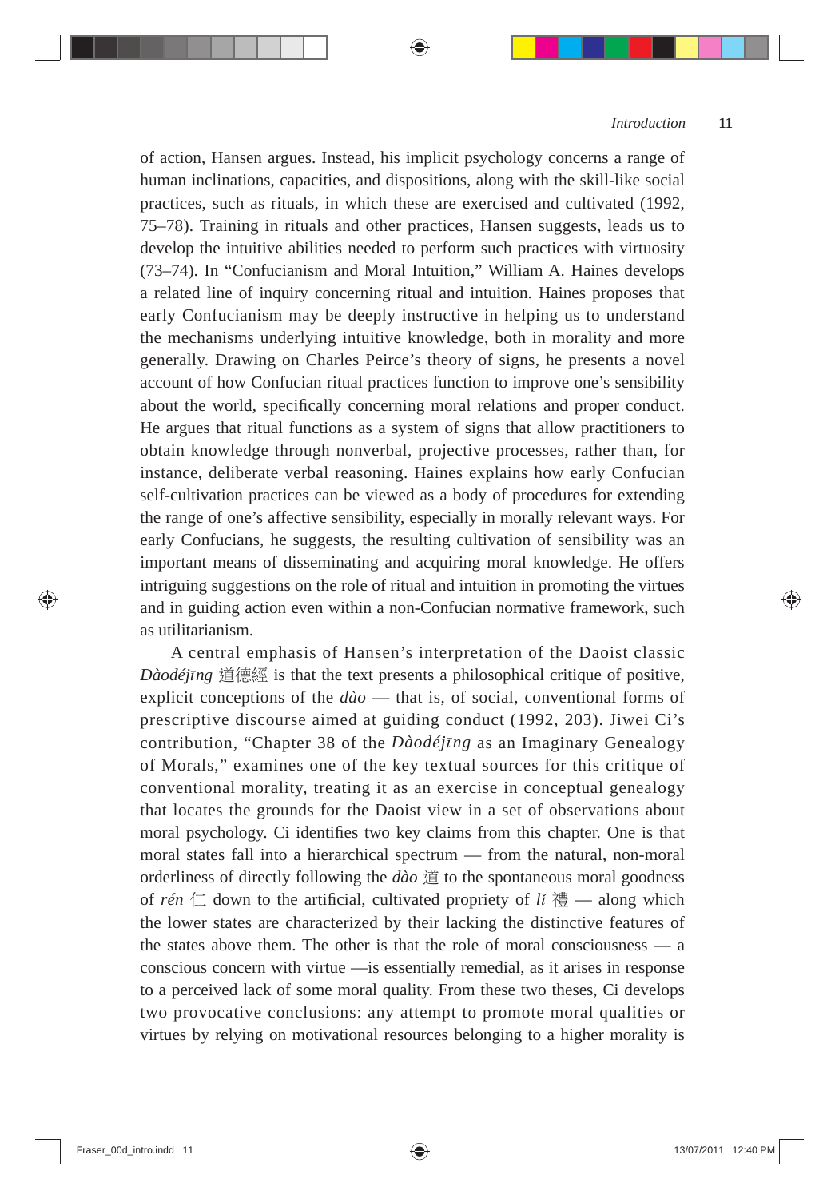of action, Hansen argues. Instead, his implicit psychology concerns a range of human inclinations, capacities, and dispositions, along with the skill-like social practices, such as rituals, in which these are exercised and cultivated (1992, 75–78). Training in rituals and other practices, Hansen suggests, leads us to develop the intuitive abilities needed to perform such practices with virtuosity (73–74). In "Confucianism and Moral Intuition," William A. Haines develops a related line of inquiry concerning ritual and intuition. Haines proposes that early Confucianism may be deeply instructive in helping us to understand the mechanisms underlying intuitive knowledge, both in morality and more generally. Drawing on Charles Peirce's theory of signs, he presents a novel account of how Confucian ritual practices function to improve one's sensibility about the world, specifically concerning moral relations and proper conduct. He argues that ritual functions as a system of signs that allow practitioners to obtain knowledge through nonverbal, projective processes, rather than, for instance, deliberate verbal reasoning. Haines explains how early Confucian self-cultivation practices can be viewed as a body of procedures for extending the range of one's affective sensibility, especially in morally relevant ways. For early Confucians, he suggests, the resulting cultivation of sensibility was an important means of disseminating and acquiring moral knowledge. He offers intriguing suggestions on the role of ritual and intuition in promoting the virtues and in guiding action even within a non-Confucian normative framework, such as utilitarianism.

A central emphasis of Hansen's interpretation of the Daoist classic *Dàodéjīng* 道德經 is that the text presents a philosophical critique of positive, explicit conceptions of the *dào* — that is, of social, conventional forms of prescriptive discourse aimed at guiding conduct (1992, 203). Jiwei Ci's contribution, "Chapter 38 of the *Dàodéjīng* as an Imaginary Genealogy of Morals," examines one of the key textual sources for this critique of conventional morality, treating it as an exercise in conceptual genealogy that locates the grounds for the Daoist view in a set of observations about moral psychology. Ci identifies two key claims from this chapter. One is that moral states fall into a hierarchical spectrum — from the natural, non-moral orderliness of directly following the *dào* 道 to the spontaneous moral goodness of *rén* 仁 down to the artificial, cultivated propriety of *lǐ* 禮 — along which the lower states are characterized by their lacking the distinctive features of the states above them. The other is that the role of moral consciousness — a conscious concern with virtue —is essentially remedial, as it arises in response to a perceived lack of some moral quality. From these two theses, Ci develops two provocative conclusions: any attempt to promote moral qualities or virtues by relying on motivational resources belonging to a higher morality is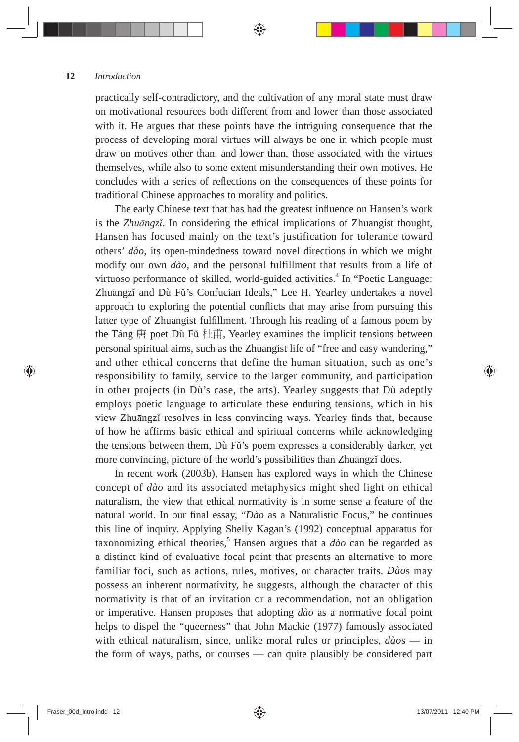practically self-contradictory, and the cultivation of any moral state must draw on motivational resources both different from and lower than those associated with it. He argues that these points have the intriguing consequence that the process of developing moral virtues will always be one in which people must draw on motives other than, and lower than, those associated with the virtues themselves, while also to some extent misunderstanding their own motives. He concludes with a series of reflections on the consequences of these points for traditional Chinese approaches to morality and politics.

The early Chinese text that has had the greatest influence on Hansen's work is the *Zhuāngzǐ*. In considering the ethical implications of Zhuangist thought, Hansen has focused mainly on the text's justification for tolerance toward others' *dào*, its open-mindedness toward novel directions in which we might modify our own *dào*, and the personal fulfillment that results from a life of virtuoso performance of skilled, world-guided activities.[4] In "Poetic Language: Zhuāngzǐ and Dù Fǔ's Confucian Ideals," Lee H. Yearley undertakes a novel approach to exploring the potential conflicts that may arise from pursuing this latter type of Zhuangist fulfillment. Through his reading of a famous poem by the Táng 唐 poet Dù Fǔ 杜甫, Yearley examines the implicit tensions between personal spiritual aims, such as the Zhuangist life of "free and easy wandering," and other ethical concerns that define the human situation, such as one's responsibility to family, service to the larger community, and participation in other projects (in Dù's case, the arts). Yearley suggests that Dù adeptly employs poetic language to articulate these enduring tensions, which in his view Zhuāngzǐ resolves in less convincing ways. Yearley finds that, because of how he affirms basic ethical and spiritual concerns while acknowledging the tensions between them, Dù Fǔ's poem expresses a considerably darker, yet more convincing, picture of the world's possibilities than Zhuāngzǐ does.

In recent work (2003b), Hansen has explored ways in which the Chinese concept of *dào* and its associated metaphysics might shed light on ethical naturalism, the view that ethical normativity is in some sense a feature of the natural world. In our final essay, "*Dào* as a Naturalistic Focus," he continues this line of inquiry. Applying Shelly Kagan's (1992) conceptual apparatus for taxonomizing ethical theories,[5] Hansen argues that a *dào* can be regarded as a distinct kind of evaluative focal point that presents an alternative to more familiar foci, such as actions, rules, motives, or character traits. *Dào*s may possess an inherent normativity, he suggests, although the character of this normativity is that of an invitation or a recommendation, not an obligation or imperative. Hansen proposes that adopting *dào* as a normative focal point helps to dispel the "queerness" that John Mackie (1977) famously associated with ethical naturalism, since, unlike moral rules or principles, *dào*s — in the form of ways, paths, or courses — can quite plausibly be considered part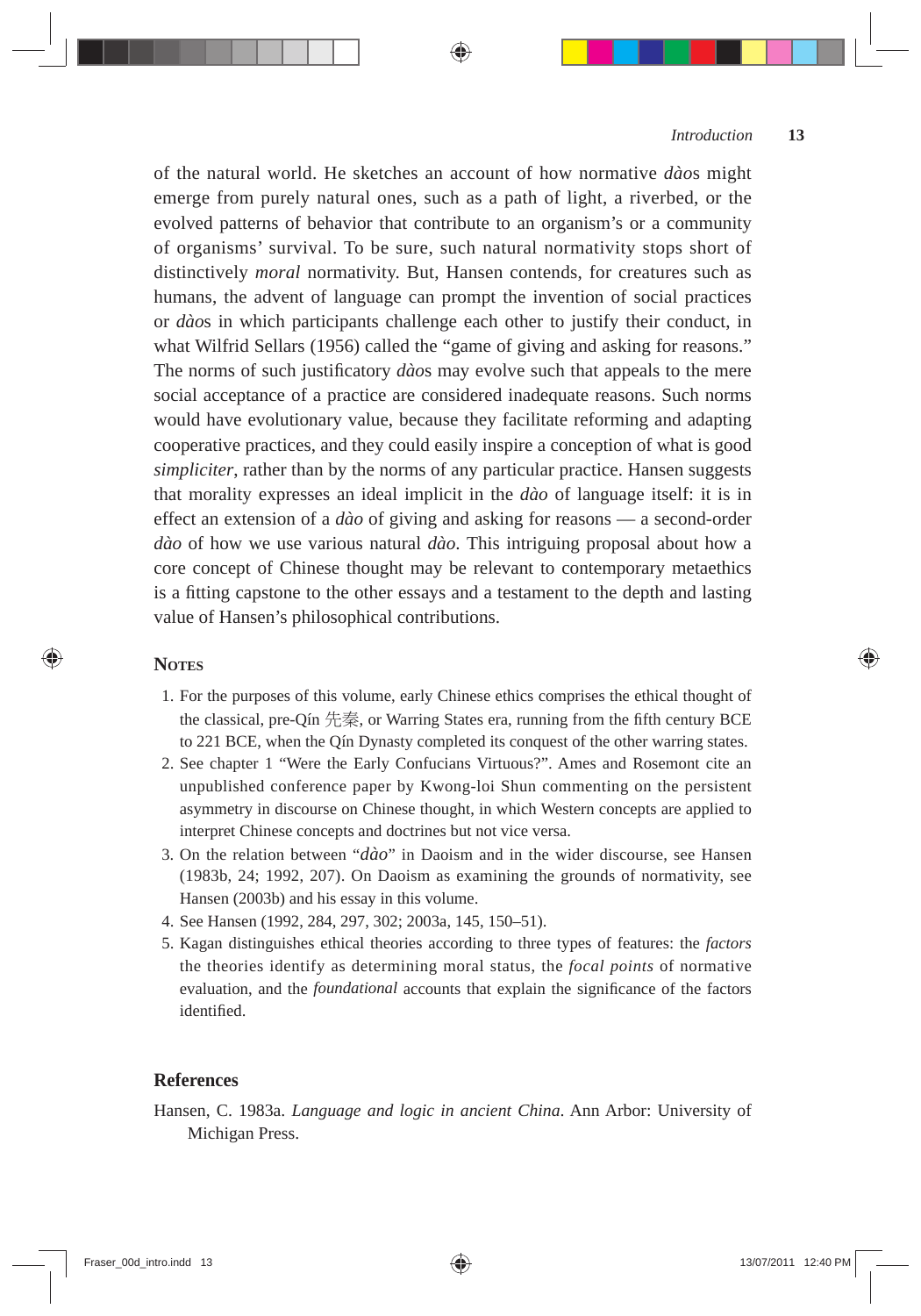of the natural world. He sketches an account of how normative *dào*s might emerge from purely natural ones, such as a path of light, a riverbed, or the evolved patterns of behavior that contribute to an organism's or a community of organisms' survival. To be sure, such natural normativity stops short of distinctively *moral* normativity. But, Hansen contends, for creatures such as humans, the advent of language can prompt the invention of social practices or *dào*s in which participants challenge each other to justify their conduct, in what Wilfrid Sellars (1956) called the "game of giving and asking for reasons." The norms of such justificatory *dào*s may evolve such that appeals to the mere social acceptance of a practice are considered inadequate reasons. Such norms would have evolutionary value, because they facilitate reforming and adapting cooperative practices, and they could easily inspire a conception of what is good *simpliciter*, rather than by the norms of any particular practice. Hansen suggests that morality expresses an ideal implicit in the *dào* of language itself: it is in effect an extension of a *dào* of giving and asking for reasons — a second-order *dào* of how we use various natural *dào*. This intriguing proposal about how a core concept of Chinese thought may be relevant to contemporary metaethics is a fitting capstone to the other essays and a testament to the depth and lasting value of Hansen's philosophical contributions.

## Notes

1. For the purposes of this volume, early Chinese ethics comprises the ethical thought of the classical, pre-Qín 先秦, or Warring States era, running from the fifth century BCE to 221 BCE, when the Qín Dynasty completed its conquest of the other warring states.
2. See chapter 1 "Were the Early Confucians Virtuous?". Ames and Rosemont cite an unpublished conference paper by Kwong-loi Shun commenting on the persistent asymmetry in discourse on Chinese thought, in which Western concepts are applied to interpret Chinese concepts and doctrines but not vice versa.
3. On the relation between "*dào*" in Daoism and in the wider discourse, see Hansen (1983b, 24; 1992, 207). On Daoism as examining the grounds of normativity, see Hansen (2003b) and his essay in this volume.
4. See Hansen (1992, 284, 297, 302; 2003a, 145, 150–51).
5. Kagan distinguishes ethical theories according to three types of features: the *factors* the theories identify as determining moral status, the *focal points* of normative evaluation, and the *foundational* accounts that explain the significance of the factors identified.

## References

Hansen, C. 1983a. *Language and logic in ancient China*. Ann Arbor: University of Michigan Press.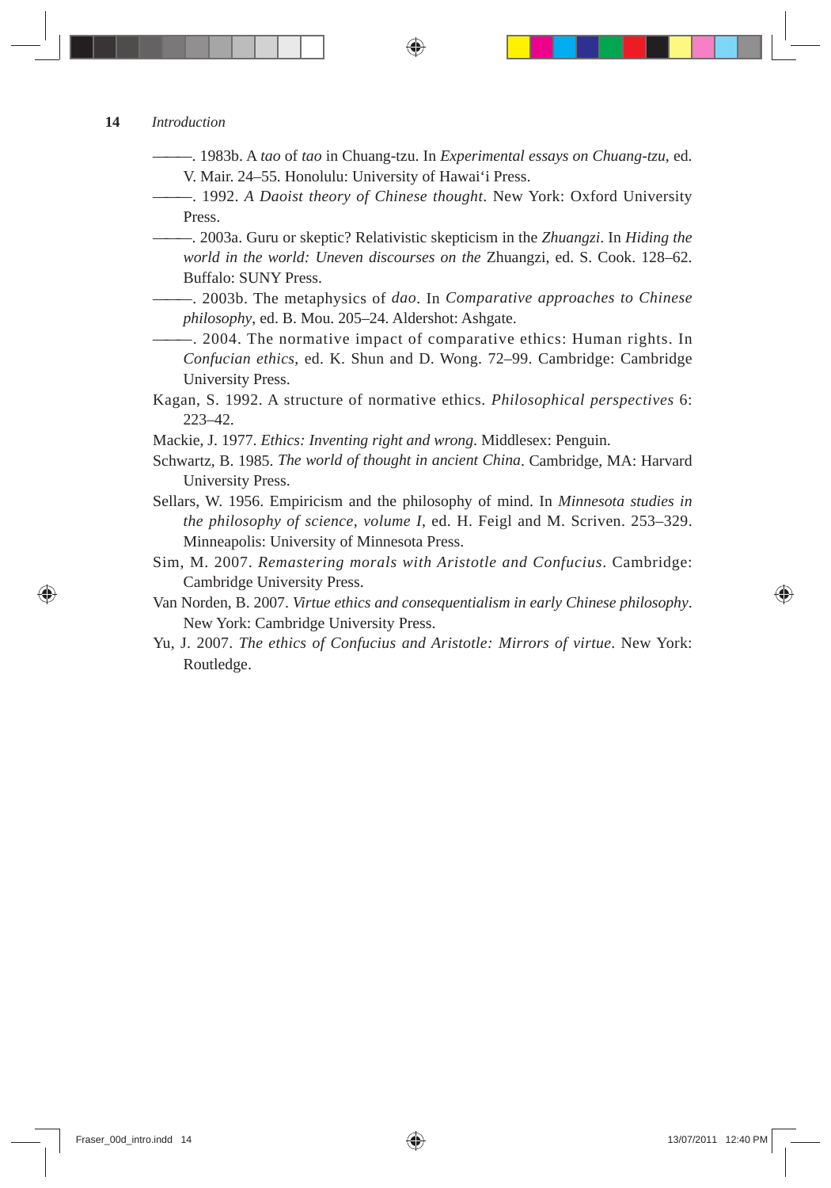———. 1983b. A *tao* of *tao* in Chuang-tzu. In *Experimental essays on Chuang-tzu*, ed. V. Mair. 24–55. Honolulu: University of Hawai'i Press.

———. 1992. *A Daoist theory of Chinese thought*. New York: Oxford University Press.

———. 2003a. Guru or skeptic? Relativistic skepticism in the *Zhuangzi*. In *Hiding the world in the world: Uneven discourses on the* Zhuangzi, ed. S. Cook. 128–62. Buffalo: SUNY Press.

———. 2003b. The metaphysics of *dao*. In *Comparative approaches to Chinese philosophy*, ed. B. Mou. 205–24. Aldershot: Ashgate.

———. 2004. The normative impact of comparative ethics: Human rights. In *Confucian ethics*, ed. K. Shun and D. Wong. 72–99. Cambridge: Cambridge University Press.

Kagan, S. 1992. A structure of normative ethics. *Philosophical perspectives* 6: 223–42.

Mackie, J. 1977. *Ethics: Inventing right and wrong*. Middlesex: Penguin.

Schwartz, B. 1985. *The world of thought in ancient China*. Cambridge, MA: Harvard University Press.

Sellars, W. 1956. Empiricism and the philosophy of mind. In *Minnesota studies in the philosophy of science, volume I*, ed. H. Feigl and M. Scriven. 253–329. Minneapolis: University of Minnesota Press.

Sim, M. 2007. *Remastering morals with Aristotle and Confucius*. Cambridge: Cambridge University Press.

Van Norden, B. 2007. *Virtue ethics and consequentialism in early Chinese philosophy*. New York: Cambridge University Press.

Yu, J. 2007. *The ethics of Confucius and Aristotle: Mirrors of virtue*. New York: Routledge.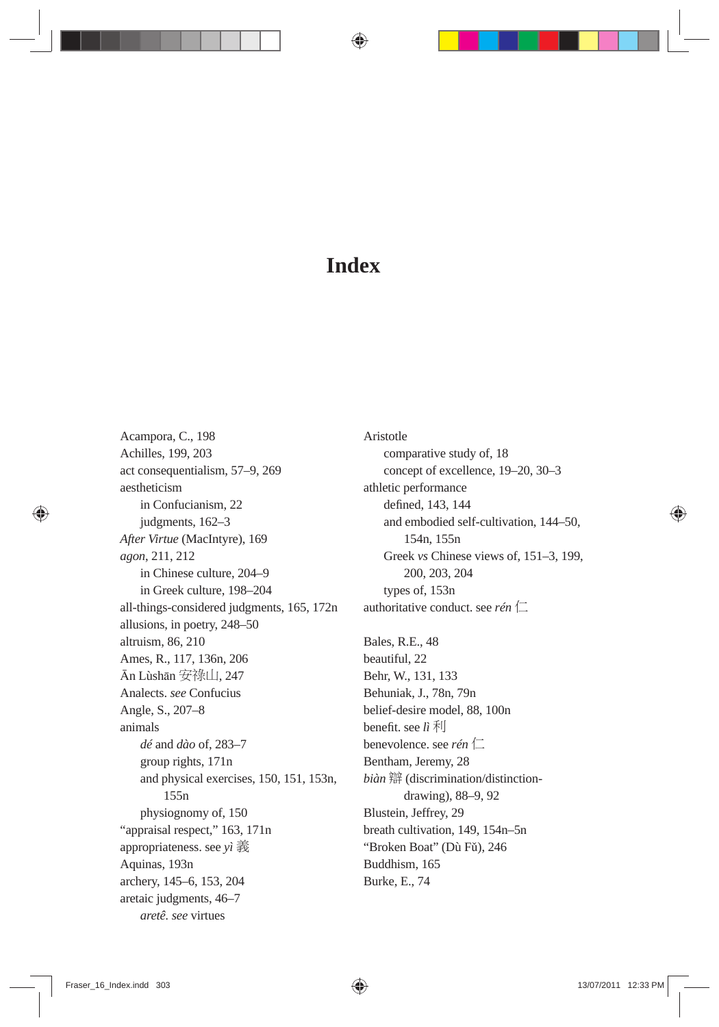# Index

Acampora, C., 198
Achilles, 199, 203
act consequentialism, 57–9, 269
aestheticism
  in Confucianism, 22
  judgments, 162–3
*After Virtue* (MacIntyre), 169
*agon*, 211, 212
  in Chinese culture, 204–9
  in Greek culture, 198–204
all-things-considered judgments, 165, 172n
allusions, in poetry, 248–50
altruism, 86, 210
Ames, R., 117, 136n, 206
Ān Lùshān 安祿山, 247
Analects. *see* Confucius
Angle, S., 207–8
animals
  *dé* and *dào* of, 283–7
  group rights, 171n
  and physical exercises, 150, 151, 153n, 155n
  physiognomy of, 150
"appraisal respect," 163, 171n
appropriateness. see *yì* 義
Aquinas, 193n
archery, 145–6, 153, 204
aretaic judgments, 46–7
  *aretê*. *see* virtues

Aristotle
  comparative study of, 18
  concept of excellence, 19–20, 30–3
athletic performance
  defined, 143, 144
  and embodied self-cultivation, 144–50, 154n, 155n
  Greek *vs* Chinese views of, 151–3, 199, 200, 203, 204
  types of, 153n
authoritative conduct. see *rén* 仁

Bales, R.E., 48
beautiful, 22
Behr, W., 131, 133
Behuniak, J., 78n, 79n
belief-desire model, 88, 100n
benefit. see *lì* 利
benevolence. see *rén* 仁
Bentham, Jeremy, 28
*biàn* 辯 (discrimination/distinction-drawing), 88–9, 92
Blustein, Jeffrey, 29
breath cultivation, 149, 154n–5n
"Broken Boat" (Dù Fǔ), 246
Buddhism, 165
Burke, E., 74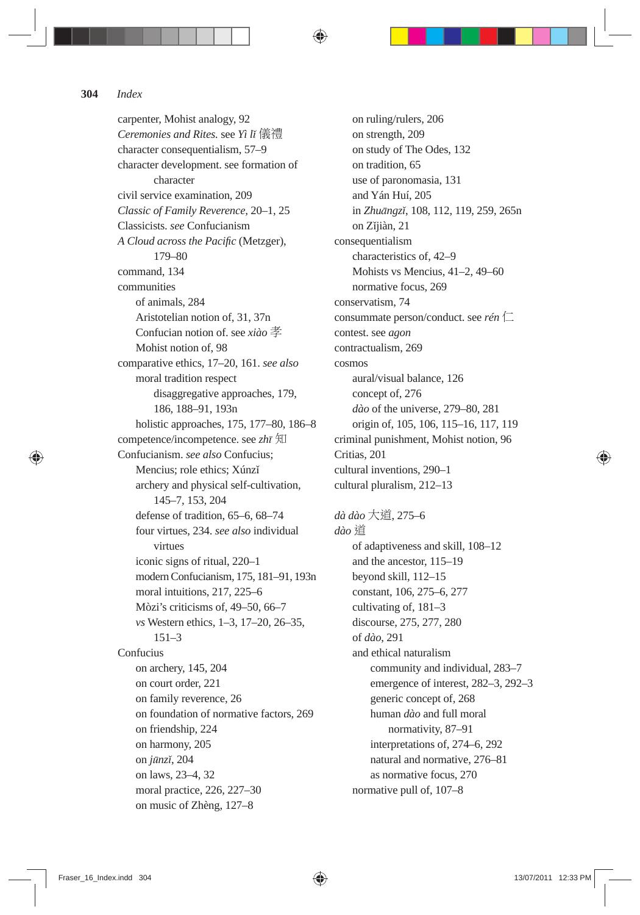carpenter, Mohist analogy, 92
*Ceremonies and Rites.* see *Yí lǐ* 儀禮
character consequentialism, 57–9
character development. see formation of
    character
civil service examination, 209
*Classic of Family Reverence*, 20–1, 25
Classicists. *see* Confucianism
*A Cloud across the Pacific* (Metzger),
    179–80
command, 134
communities
  of animals, 284
  Aristotelian notion of, 31, 37n
  Confucian notion of. see *xiào* 孝
  Mohist notion of, 98
comparative ethics, 17–20, 161. *see also*
  moral tradition respect
    disaggregative approaches, 179,
    186, 188–91, 193n
  holistic approaches, 175, 177–80, 186–8
competence/incompetence. see *zhī* 知
Confucianism. *see also* Confucius;
  Mencius; role ethics; Xúnzǐ
  archery and physical self-cultivation,
    145–7, 153, 204
  defense of tradition, 65–6, 68–74
  four virtues, 234. *see also* individual
    virtues
  iconic signs of ritual, 220–1
  modern Confucianism, 175, 181–91, 193n
  moral intuitions, 217, 225–6
  Mòzi's criticisms of, 49–50, 66–7
  *vs* Western ethics, 1–3, 17–20, 26–35,
    151–3
Confucius
  on archery, 145, 204
  on court order, 221
  on family reverence, 26
  on foundation of normative factors, 269
  on friendship, 224
  on harmony, 205
  on *jūnzǐ*, 204
  on laws, 23–4, 32
  moral practice, 226, 227–30
  on music of Zhèng, 127–8
  on ruling/rulers, 206
  on strength, 209
  on study of The Odes, 132
  on tradition, 65
  use of paronomasia, 131
  and Yán Huí, 205
  in *Zhuāngzǐ*, 108, 112, 119, 259, 265n
  on Zǐjiàn, 21
consequentialism
  characteristics of, 42–9
  Mohists vs Mencius, 41–2, 49–60
  normative focus, 269
conservatism, 74
consummate person/conduct. see *rén* 仁
contest. see *agon*
contractualism, 269
cosmos
  aural/visual balance, 126
  concept of, 276
  *dào* of the universe, 279–80, 281
  origin of, 105, 106, 115–16, 117, 119
criminal punishment, Mohist notion, 96
Critias, 201
cultural inventions, 290–1
cultural pluralism, 212–13

*dà dào* 大道, 275–6
*dào* 道
  of adaptiveness and skill, 108–12
  and the ancestor, 115–19
  beyond skill, 112–15
  constant, 106, 275–6, 277
  cultivating of, 181–3
  discourse, 275, 277, 280
  of *dào*, 291
  and ethical naturalism
    community and individual, 283–7
    emergence of interest, 282–3, 292–3
    generic concept of, 268
    human *dào* and full moral
      normativity, 87–91
    interpretations of, 274–6, 292
    natural and normative, 276–81
    as normative focus, 270
  normative pull of, 107–8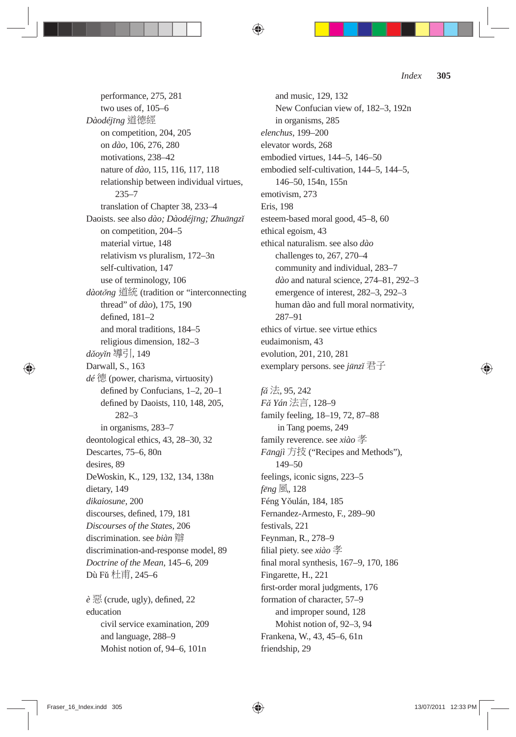performance, 275, 281
two uses of, 105–6

*Dàodéjīng* 道德經
on competition, 204, 205
on *dào*, 106, 276, 280
motivations, 238–42
nature of *dào*, 115, 116, 117, 118
relationship between individual virtues, 235–7
translation of Chapter 38, 233–4

Daoists. see also *dào; Dàodéjīng; Zhuāngzǐ*
on competition, 204–5
material virtue, 148
relativism vs pluralism, 172–3n
self-cultivation, 147
use of terminology, 106

*dàotǒng* 道統 (tradition or "interconnecting thread" of *dào*), 175, 190
defined, 181–2
and moral traditions, 184–5
religious dimension, 182–3

*dǎoyǐn* 導引, 149

Darwall, S., 163

*dé* 德 (power, charisma, virtuosity)
defined by Confucians, 1–2, 20–1
defined by Daoists, 110, 148, 205, 282–3
in organisms, 283–7

deontological ethics, 43, 28–30, 32

Descartes, 75–6, 80n

desires, 89

DeWoskin, K., 129, 132, 134, 138n

dietary, 149

*dikaiosune*, 200

discourses, defined, 179, 181

*Discourses of the States*, 206

discrimination. see *biàn* 辯

discrimination-and-response model, 89

*Doctrine of the Mean*, 145–6, 209

Dù Fǔ 杜甫, 245–6

*è* 惡 (crude, ugly), defined, 22

education
civil service examination, 209
and language, 288–9
Mohist notion of, 94–6, 101n
and music, 129, 132
New Confucian view of, 182–3, 192n
in organisms, 285

*elenchus*, 199–200

elevator words, 268

embodied virtues, 144–5, 146–50

embodied self-cultivation, 144–5, 144–5, 146–50, 154n, 155n

emotivism, 273

Eris, 198

esteem-based moral good, 45–8, 60

ethical egoism, 43

ethical naturalism. see also *dào*
challenges to, 267, 270–4
community and individual, 283–7
*dào* and natural science, 274–81, 292–3
emergence of interest, 282–3, 292–3
human dào and full moral normativity, 287–91

ethics of virtue. see virtue ethics

eudaimonism, 43

evolution, 201, 210, 281

exemplary persons. see *jūnzǐ* 君子

*fǎ* 法, 95, 242

*Fǎ Yán* 法言, 128–9

family feeling, 18–19, 72, 87–88
in Tang poems, 249

family reverence. see *xiào* 孝

*Fāngjì* 方技 ("Recipes and Methods"), 149–50

feelings, iconic signs, 223–5

*fēng* 風, 128

Féng Yǒulán, 184, 185

Fernandez-Armesto, F., 289–90

festivals, 221

Feynman, R., 278–9

filial piety. see *xiào* 孝

final moral synthesis, 167–9, 170, 186

Fingarette, H., 221

first-order moral judgments, 176

formation of character, 57–9
and improper sound, 128
Mohist notion of, 92–3, 94

Frankena, W., 43, 45–6, 61n

friendship, 29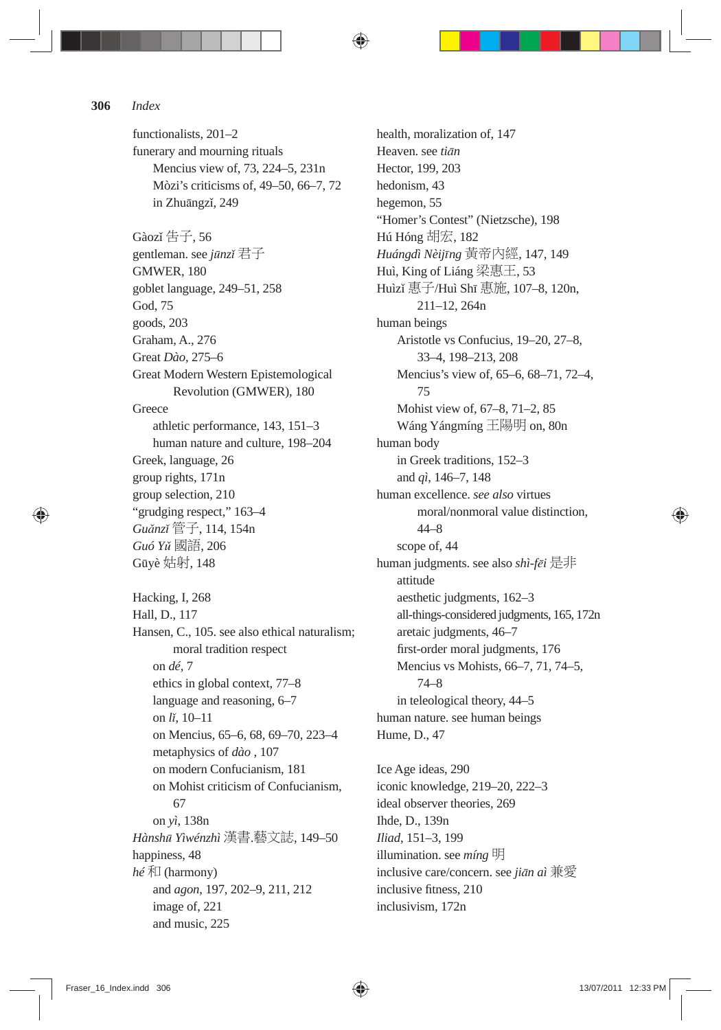functionalists, 201–2
funerary and mourning rituals
    Mencius view of, 73, 224–5, 231n
    Mòzi's criticisms of, 49–50, 66–7, 72
    in Zhuāngzǐ, 249

Gàozǐ 告子, 56
gentleman. see *jūnzǐ* 君子
GMWER, 180
goblet language, 249–51, 258
God, 75
goods, 203
Graham, A., 276
Great *Dào*, 275–6
Great Modern Western Epistemological Revolution (GMWER), 180
Greece
    athletic performance, 143, 151–3
    human nature and culture, 198–204
Greek, language, 26
group rights, 171n
group selection, 210
"grudging respect," 163–4
*Guǎnzǐ* 管子, 114, 154n
*Guó Yǔ* 國語, 206
Gūyè 姑射, 148

Hacking, I, 268
Hall, D., 117
Hansen, C., 105. see also ethical naturalism; moral tradition respect
    on *dé*, 7
    ethics in global context, 77–8
    language and reasoning, 6–7
    on *lǐ*, 10–11
    on Mencius, 65–6, 68, 69–70, 223–4
    metaphysics of *dào* , 107
    on modern Confucianism, 181
    on Mohist criticism of Confucianism, 67
    on *yì*, 138n
*Hànshū Yìwénzhì* 漢書.藝文誌, 149–50
happiness, 48
*hé* 和 (harmony)
    and *agon*, 197, 202–9, 211, 212
    image of, 221
    and music, 225

health, moralization of, 147
Heaven. see *tiān*
Hector, 199, 203
hedonism, 43
hegemon, 55
"Homer's Contest" (Nietzsche), 198
Hú Hóng 胡宏, 182
*Huángdì Nèijīng* 黃帝內經, 147, 149
Huì, King of Liáng 梁惠王, 53
Huìzǐ 惠子/Huì Shī 惠施, 107–8, 120n, 211–12, 264n
human beings
    Aristotle vs Confucius, 19–20, 27–8, 33–4, 198–213, 208
    Mencius's view of, 65–6, 68–71, 72–4, 75
    Mohist view of, 67–8, 71–2, 85
    Wáng Yángmíng 王陽明 on, 80n
human body
    in Greek traditions, 152–3
    and *qì*, 146–7, 148
human excellence. *see also* virtues
    moral/nonmoral value distinction, 44–8
    scope of, 44
human judgments. see also *shì-fēi* 是非 attitude
    aesthetic judgments, 162–3
    all-things-considered judgments, 165, 172n
    aretaic judgments, 46–7
    first-order moral judgments, 176
    Mencius vs Mohists, 66–7, 71, 74–5, 74–8
    in teleological theory, 44–5
human nature. see human beings
Hume, D., 47

Ice Age ideas, 290
iconic knowledge, 219–20, 222–3
ideal observer theories, 269
Ihde, D., 139n
*Iliad*, 151–3, 199
illumination. see *míng* 明
inclusive care/concern. see *jiān ài* 兼愛
inclusive fitness, 210
inclusivism, 172n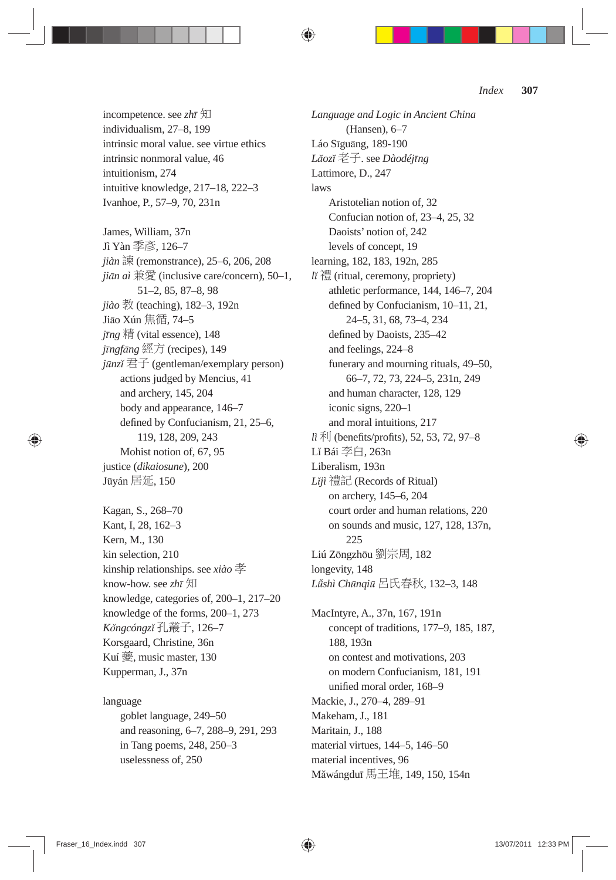incompetence. see *zhī* 知
individualism, 27–8, 199
intrinsic moral value. see virtue ethics
intrinsic nonmoral value, 46
intuitionism, 274
intuitive knowledge, 217–18, 222–3
Ivanhoe, P., 57–9, 70, 231n

James, William, 37n
Jì Yàn 季彥, 126–7
*jiàn* 諫 (remonstrance), 25–6, 206, 208
*jiān ài* 兼愛 (inclusive care/concern), 50–1, 51–2, 85, 87–8, 98
*jiào* 教 (teaching), 182–3, 192n
Jiāo Xún 焦循, 74–5
*jīng* 精 (vital essence), 148
*jīngfāng* 經方 (recipes), 149
*jūnzǐ* 君子 (gentleman/exemplary person)
- actions judged by Mencius, 41
- and archery, 145, 204
- body and appearance, 146–7
- defined by Confucianism, 21, 25–6, 119, 128, 209, 243
- Mohist notion of, 67, 95

justice (*dikaiosune*), 200
Jūyán 居延, 150

Kagan, S., 268–70
Kant, I, 28, 162–3
Kern, M., 130
kin selection, 210
kinship relationships. see *xiào* 孝
know-how. see *zhī* 知
knowledge, categories of, 200–1, 217–20
knowledge of the forms, 200–1, 273
*Kǒngcóngzǐ* 孔叢子, 126–7
Korsgaard, Christine, 36n
Kuí 夔, music master, 130
Kupperman, J., 37n

language
- goblet language, 249–50
- and reasoning, 6–7, 288–9, 291, 293
- in Tang poems, 248, 250–3
- uselessness of, 250

*Language and Logic in Ancient China* (Hansen), 6–7
Láo Sīguāng, 189-190
*Lǎozǐ* 老子. see *Dàodéjīng*
Lattimore, D., 247
laws
- Aristotelian notion of, 32
- Confucian notion of, 23–4, 25, 32
- Daoists' notion of, 242
- levels of concept, 19

learning, 182, 183, 192n, 285
*lǐ* 禮 (ritual, ceremony, propriety)
- athletic performance, 144, 146–7, 204
- defined by Confucianism, 10–11, 21, 24–5, 31, 68, 73–4, 234
- defined by Daoists, 235–42
- and feelings, 224–8
- funerary and mourning rituals, 49–50, 66–7, 72, 73, 224–5, 231n, 249
- and human character, 128, 129
- iconic signs, 220–1
- and moral intuitions, 217

*lì* 利 (benefits/profits), 52, 53, 72, 97–8
Lǐ Bái 李白, 263n
Liberalism, 193n
*Lǐjì* 禮記 (Records of Ritual)
- on archery, 145–6, 204
- court order and human relations, 220
- on sounds and music, 127, 128, 137n, 225

Liú Zōngzhōu 劉宗周, 182
longevity, 148
*Lǚshì Chūnqiū* 呂氏春秋, 132–3, 148

MacIntyre, A., 37n, 167, 191n
- concept of traditions, 177–9, 185, 187, 188, 193n
- on contest and motivations, 203
- on modern Confucianism, 181, 191
- unified moral order, 168–9

Mackie, J., 270–4, 289–91
Makeham, J., 181
Maritain, J., 188
material virtues, 144–5, 146–50
material incentives, 96
Mǎwángduī 馬王堆, 149, 150, 154n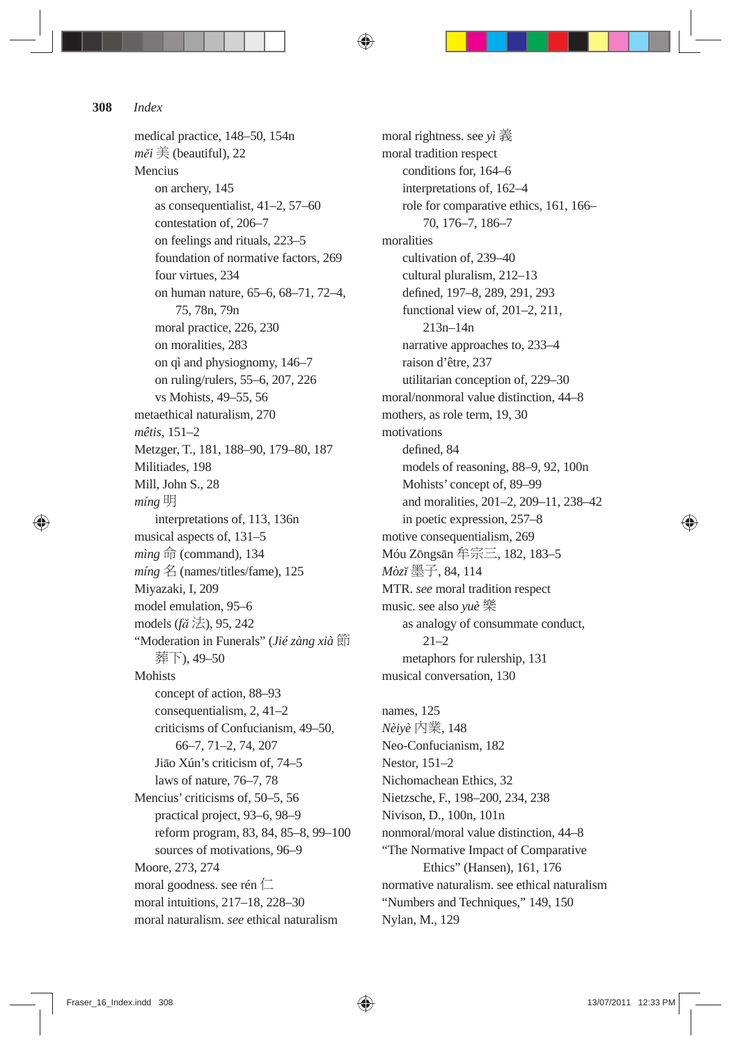medical practice, 148–50, 154n
*měi* 美 (beautiful), 22
Mencius
  on archery, 145
  as consequentialist, 41–2, 57–60
  contestation of, 206–7
  on feelings and rituals, 223–5
  foundation of normative factors, 269
  four virtues, 234
  on human nature, 65–6, 68–71, 72–4, 75, 78n, 79n
  moral practice, 226, 230
  on moralities, 283
  on qì and physiognomy, 146–7
  on ruling/rulers, 55–6, 207, 226
  vs Mohists, 49–55, 56
metaethical naturalism, 270
*mêtis*, 151–2
Metzger, T., 181, 188–90, 179–80, 187
Militiades, 198
Mill, John S., 28
*míng* 明
  interpretations of, 113, 136n
musical aspects of, 131–5
*mìng* 命 (command), 134
*míng* 名 (names/titles/fame), 125
Miyazaki, I, 209
model emulation, 95–6
models (*fǎ* 法), 95, 242
"Moderation in Funerals" (*Jié zàng xià* 節葬下), 49–50
Mohists
  concept of action, 88–93
  consequentialism, 2, 41–2
  criticisms of Confucianism, 49–50, 66–7, 71–2, 74, 207
  Jiāo Xún's criticism of, 74–5
  laws of nature, 76–7, 78
Mencius' criticisms of, 50–5, 56
  practical project, 93–6, 98–9
  reform program, 83, 84, 85–8, 99–100
  sources of motivations, 96–9
Moore, 273, 274
moral goodness. see rén 仁
moral intuitions, 217–18, 228–30
moral naturalism. *see* ethical naturalism
moral rightness. see *yì* 義
moral tradition respect
  conditions for, 164–6
  interpretations of, 162–4
  role for comparative ethics, 161, 166–70, 176–7, 186–7
moralities
  cultivation of, 239–40
  cultural pluralism, 212–13
  defined, 197–8, 289, 291, 293
  functional view of, 201–2, 211, 213n–14n
  narrative approaches to, 233–4
  raison d'être, 237
  utilitarian conception of, 229–30
moral/nonmoral value distinction, 44–8
mothers, as role term, 19, 30
motivations
  defined, 84
  models of reasoning, 88–9, 92, 100n
  Mohists' concept of, 89–99
  and moralities, 201–2, 209–11, 238–42
  in poetic expression, 257–8
motive consequentialism, 269
Móu Zōngsān 牟宗三, 182, 183–5
*Mòzǐ* 墨子, 84, 114
MTR. *see* moral tradition respect
music. see also *yuè* 樂
  as analogy of consummate conduct, 21–2
  metaphors for rulership, 131
musical conversation, 130

names, 125
*Nèiyè* 內業, 148
Neo-Confucianism, 182
Nestor, 151–2
Nichomachean Ethics, 32
Nietzsche, F., 198–200, 234, 238
Nivison, D., 100n, 101n
nonmoral/moral value distinction, 44–8
"The Normative Impact of Comparative Ethics" (Hansen), 161, 176
normative naturalism. see ethical naturalism
"Numbers and Techniques," 149, 150
Nylan, M., 129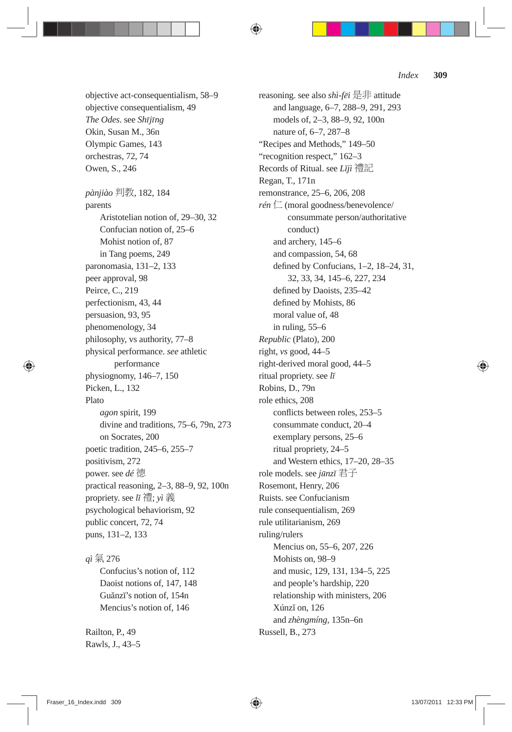objective act-consequentialism, 58–9
objective consequentialism, 49
*The Odes*. see *Shījīng*
Okin, Susan M., 36n
Olympic Games, 143
orchestras, 72, 74
Owen, S., 246

*pànjiào* 判教, 182, 184
parents
  Aristotelian notion of, 29–30, 32
  Confucian notion of, 25–6
  Mohist notion of, 87
  in Tang poems, 249
paronomasia, 131–2, 133
peer approval, 98
Peirce, C., 219
perfectionism, 43, 44
persuasion, 93, 95
phenomenology, 34
philosophy, vs authority, 77–8
physical performance. *see* athletic performance
physiognomy, 146–7, 150
Picken, L., 132
Plato
  *agon* spirit, 199
  divine and traditions, 75–6, 79n, 273
  on Socrates, 200
poetic tradition, 245–6, 255–7
positivism, 272
power. see *dé* 德
practical reasoning, 2–3, 88–9, 92, 100n
propriety. see *lǐ* 禮; *yì* 義
psychological behaviorism, 92
public concert, 72, 74
puns, 131–2, 133

*qì* 氣 276
  Confucius's notion of, 112
  Daoist notions of, 147, 148
  Guǎnzǐ's notion of, 154n
  Mencius's notion of, 146

Railton, P., 49
Rawls, J., 43–5
reasoning. see also *shì-fēi* 是非 attitude
  and language, 6–7, 288–9, 291, 293
  models of, 2–3, 88–9, 92, 100n
  nature of, 6–7, 287–8
"Recipes and Methods," 149–50
"recognition respect," 162–3
Records of Ritual. see *Lǐjì* 禮記
Regan, T., 171n
remonstrance, 25–6, 206, 208
*rén* 仁 (moral goodness/benevolence/consummate person/authoritative conduct)
  and archery, 145–6
  and compassion, 54, 68
  defined by Confucians, 1–2, 18–24, 31, 32, 33, 34, 145–6, 227, 234
  defined by Daoists, 235–42
  defined by Mohists, 86
  moral value of, 48
  in ruling, 55–6
*Republic* (Plato), 200
right, *vs* good, 44–5
right-derived moral good, 44–5
ritual propriety. see *lǐ*
Robins, D., 79n
role ethics, 208
  conflicts between roles, 253–5
  consummate conduct, 20–4
  exemplary persons, 25–6
  ritual propriety, 24–5
  and Western ethics, 17–20, 28–35
role models. see *jūnzǐ* 君子
Rosemont, Henry, 206
Ruists. see Confucianism
rule consequentialism, 269
rule utilitarianism, 269
ruling/rulers
  Mencius on, 55–6, 207, 226
  Mohists on, 98–9
  and music, 129, 131, 134–5, 225
  and people's hardship, 220
  relationship with ministers, 206
  Xúnzǐ on, 126
  and *zhèngmíng*, 135n–6n
Russell, B., 273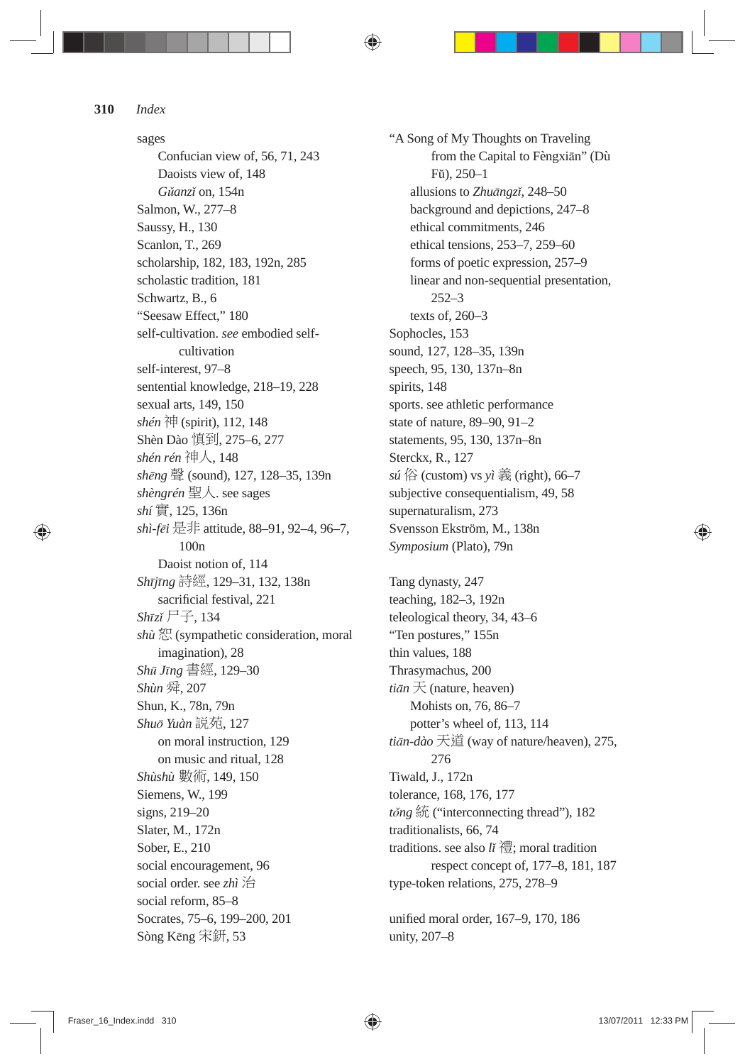sages
  Confucian view of, 56, 71, 243
  Daoists view of, 148
  *Gŭanzĭ* on, 154n
Salmon, W., 277–8
Saussy, H., 130
Scanlon, T., 269
scholarship, 182, 183, 192n, 285
scholastic tradition, 181
Schwartz, B., 6
“Seesaw Effect,” 180
self-cultivation. *see* embodied self-cultivation
self-interest, 97–8
sentential knowledge, 218–19, 228
sexual arts, 149, 150
*shén* 神 (spirit), 112, 148
Shèn Dào 慎到, 275–6, 277
*shén rén* 神人, 148
*shēng* 聲 (sound), 127, 128–35, 139n
*shèngrén* 聖人. see sages
*shí* 實, 125, 136n
*shì-fēi* 是非 attitude, 88–91, 92–4, 96–7, 100n
  Daoist notion of, 114
*Shījīng* 詩經, 129–31, 132, 138n
  sacrificial festival, 221
*Shīzĭ* 尸子, 134
*shù* 恕 (sympathetic consideration, moral imagination), 28
*Shū Jīng* 書經, 129–30
*Shùn* 舜, 207
Shun, K., 78n, 79n
*Shuō Yuàn* 説苑, 127
  on moral instruction, 129
  on music and ritual, 128
*Shùshù* 數術, 149, 150
Siemens, W., 199
signs, 219–20
Slater, M., 172n
Sober, E., 210
social encouragement, 96
social order. see *zhì* 治
social reform, 85–8
Socrates, 75–6, 199–200, 201
Sòng Kēng 宋鈃, 53

“A Song of My Thoughts on Traveling from the Capital to Fèngxiān” (Dù Fŭ), 250–1
  allusions to *Zhuāngzĭ*, 248–50
  background and depictions, 247–8
  ethical commitments, 246
  ethical tensions, 253–7, 259–60
  forms of poetic expression, 257–9
  linear and non-sequential presentation, 252–3
  texts of, 260–3
Sophocles, 153
sound, 127, 128–35, 139n
speech, 95, 130, 137n–8n
spirits, 148
sports. see athletic performance
state of nature, 89–90, 91–2
statements, 95, 130, 137n–8n
Sterckx, R., 127
*sú* 俗 (custom) vs *yì* 義 (right), 66–7
subjective consequentialism, 49, 58
supernaturalism, 273
Svensson Ekström, M., 138n
*Symposium* (Plato), 79n

Tang dynasty, 247
teaching, 182–3, 192n
teleological theory, 34, 43–6
“Ten postures,” 155n
thin values, 188
Thrasymachus, 200
*tiān* 天 (nature, heaven)
  Mohists on, 76, 86–7
  potter’s wheel of, 113, 114
*tiān-dào* 天道 (way of nature/heaven), 275, 276
Tiwald, J., 172n
tolerance, 168, 176, 177
*tǒng* 統 (“interconnecting thread”), 182
traditionalists, 66, 74
traditions. see also *lĭ* 禮; moral tradition
  respect concept of, 177–8, 181, 187
type-token relations, 275, 278–9

unified moral order, 167–9, 170, 186
unity, 207–8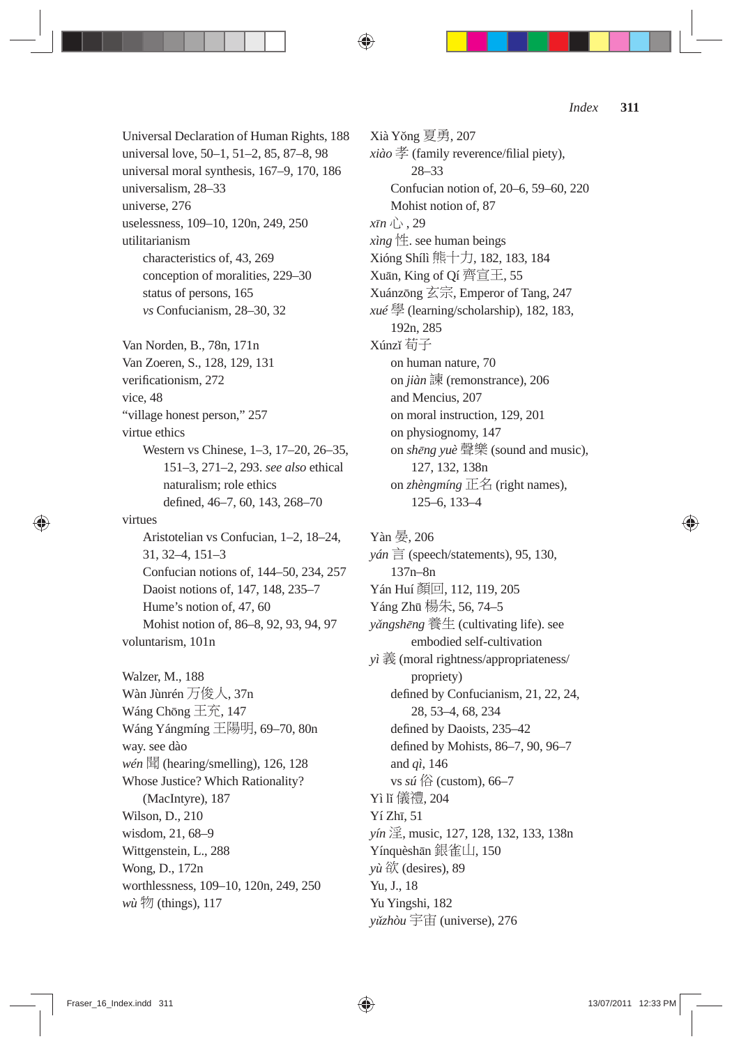Universal Declaration of Human Rights, 188
universal love, 50–1, 51–2, 85, 87–8, 98
universal moral synthesis, 167–9, 170, 186
universalism, 28–33
universe, 276
uselessness, 109–10, 120n, 249, 250
utilitarianism
- characteristics of, 43, 269
- conception of moralities, 229–30
- status of persons, 165
- *vs* Confucianism, 28–30, 32

Van Norden, B., 78n, 171n
Van Zoeren, S., 128, 129, 131
verificationism, 272
vice, 48
"village honest person," 257
virtue ethics
- Western vs Chinese, 1–3, 17–20, 26–35, 151–3, 271–2, 293. *see also* ethical naturalism; role ethics
- defined, 46–7, 60, 143, 268–70

virtues
- Aristotelian vs Confucian, 1–2, 18–24, 31, 32–4, 151–3
- Confucian notions of, 144–50, 234, 257
- Daoist notions of, 147, 148, 235–7
- Hume's notion of, 47, 60
- Mohist notion of, 86–8, 92, 93, 94, 97

voluntarism, 101n

Walzer, M., 188
Wàn Jùnrén 万俊人, 37n
Wáng Chōng 王充, 147
Wáng Yángmíng 王陽明, 69–70, 80n
way. see dào
*wén* 聞 (hearing/smelling), 126, 128
Whose Justice? Which Rationality? (MacIntyre), 187
Wilson, D., 210
wisdom, 21, 68–9
Wittgenstein, L., 288
Wong, D., 172n
worthlessness, 109–10, 120n, 249, 250
*wù* 物 (things), 117

Xià Yǒng 夏勇, 207
*xiào* 孝 (family reverence/filial piety), 28–33
- Confucian notion of, 20–6, 59–60, 220
- Mohist notion of, 87

*xīn* 心 , 29
*xìng* 性. see human beings
Xióng Shílì 熊十力, 182, 183, 184
Xuān, King of Qí 齊宣王, 55
Xuánzōng 玄宗, Emperor of Tang, 247
*xué* 學 (learning/scholarship), 182, 183, 192n, 285
Xúnzǐ 荀子
- on human nature, 70
- on *jiàn* 諫 (remonstrance), 206
- and Mencius, 207
- on moral instruction, 129, 201
- on physiognomy, 147
- on *shēng yuè* 聲樂 (sound and music), 127, 132, 138n
- on *zhèngmíng* 正名 (right names), 125–6, 133–4

Yàn 晏, 206
*yán* 言 (speech/statements), 95, 130, 137n–8n
Yán Huí 顏回, 112, 119, 205
Yáng Zhū 楊朱, 56, 74–5
*yǎngshēng* 養生 (cultivating life). see embodied self-cultivation
*yì* 義 (moral rightness/appropriateness/propriety)
- defined by Confucianism, 21, 22, 24, 28, 53–4, 68, 234
- defined by Daoists, 235–42
- defined by Mohists, 86–7, 90, 96–7
- and *qì*, 146
- vs *sú* 俗 (custom), 66–7

Yì lǐ 儀禮, 204
Yí Zhī, 51
*yín* 淫, music, 127, 128, 132, 133, 138n
Yínquèshān 銀雀山, 150
*yù* 欲 (desires), 89
Yu, J., 18
Yu Yingshi, 182
*yǔzhòu* 宇宙 (universe), 276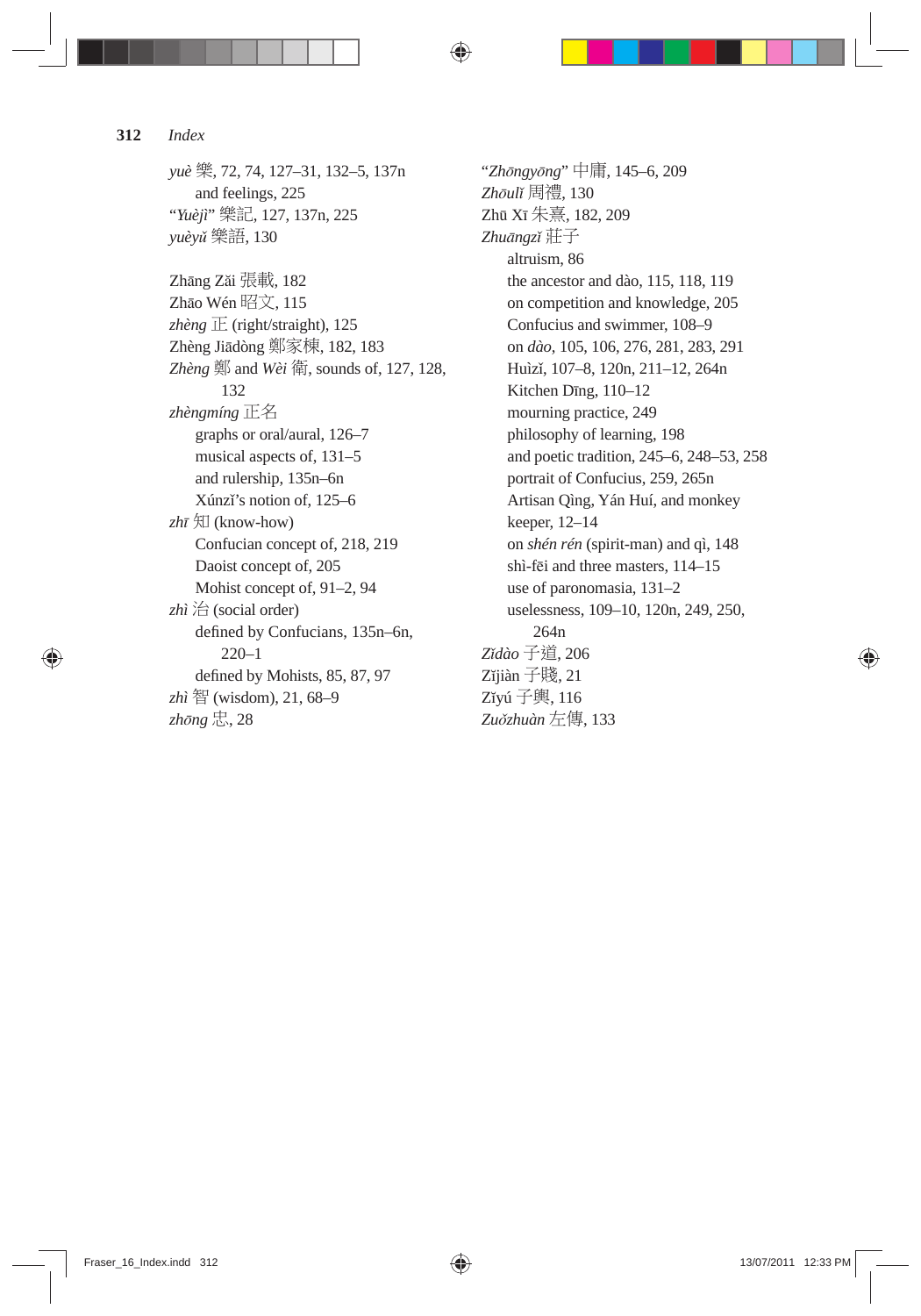*yuè* 樂, 72, 74, 127–31, 132–5, 137n
  and feelings, 225
"*Yuèjì*" 樂記, 127, 137n, 225
*yuèyǔ* 樂語, 130

Zhāng Zǎi 張載, 182
Zhāo Wén 昭文, 115
*zhèng* 正 (right/straight), 125
Zhèng Jiādòng 鄭家棟, 182, 183
*Zhèng* 鄭 and *Wèi* 衛, sounds of, 127, 128, 132
*zhèngmíng* 正名
  graphs or oral/aural, 126–7
  musical aspects of, 131–5
  and rulership, 135n–6n
  Xúnzǐ's notion of, 125–6
*zhī* 知 (know-how)
  Confucian concept of, 218, 219
  Daoist concept of, 205
  Mohist concept of, 91–2, 94
*zhì* 治 (social order)
  defined by Confucians, 135n–6n, 220–1
  defined by Mohists, 85, 87, 97
*zhì* 智 (wisdom), 21, 68–9
*zhōng* 忠, 28
"*Zhōngyōng*" 中庸, 145–6, 209
*Zhōulǐ* 周禮, 130
Zhū Xī 朱熹, 182, 209
*Zhuāngzǐ* 莊子
  altruism, 86
  the ancestor and dào, 115, 118, 119
  on competition and knowledge, 205
  Confucius and swimmer, 108–9
  on *dào*, 105, 106, 276, 281, 283, 291
  Huìzǐ, 107–8, 120n, 211–12, 264n
  Kitchen Dīng, 110–12
  mourning practice, 249
  philosophy of learning, 198
  and poetic tradition, 245–6, 248–53, 258
  portrait of Confucius, 259, 265n
  Artisan Qìng, Yán Huí, and monkey keeper, 12–14
  on *shén rén* (spirit-man) and qì, 148
  shì-fēi and three masters, 114–15
  use of paronomasia, 131–2
  uselessness, 109–10, 120n, 249, 250, 264n
*Zǐdào* 子道, 206
Zǐjiàn 子賤, 21
Zǐyú 子輿, 116
*Zuǒzhuàn* 左傳, 133